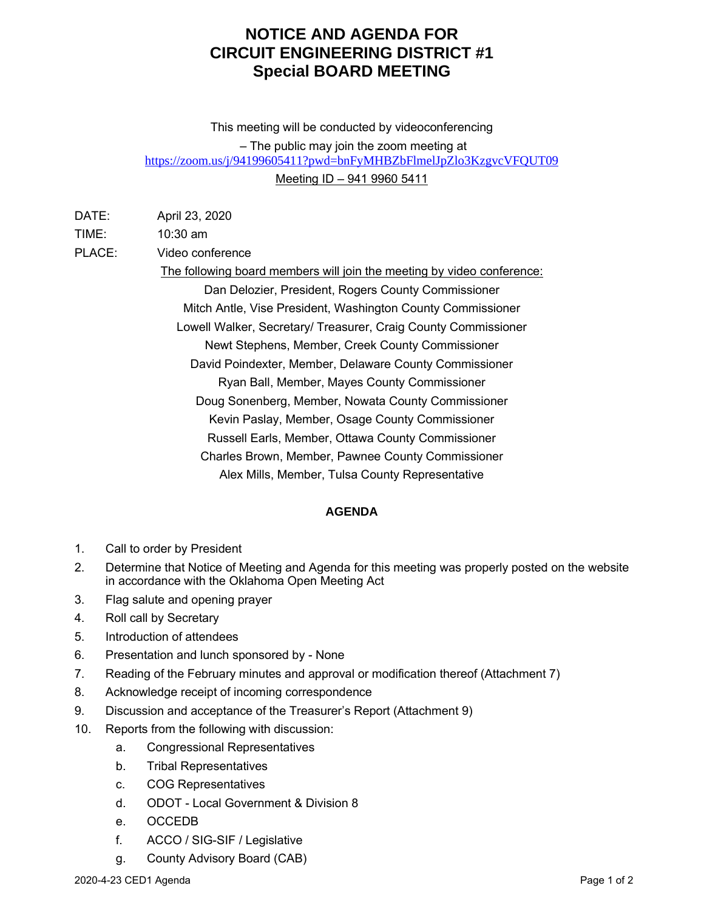# NOTICE AND AGENDA FOR
# CIRCUIT ENGINEERING DISTRICT #1
# Special BOARD MEETING

This meeting will be conducted by videoconferencing

– The public may join the zoom meeting at

https://zoom.us/j/94199605411?pwd=bnFyMHBZbFlmelJpZlo3KzgvcVFQUT09

Meeting ID – 941 9960 5411

DATE: April 23, 2020

TIME: 10:30 am

PLACE: Video conference

The following board members will join the meeting by video conference:

Dan Delozier, President, Rogers County Commissioner
Mitch Antle, Vise President, Washington County Commissioner
Lowell Walker, Secretary/ Treasurer, Craig County Commissioner
Newt Stephens, Member, Creek County Commissioner
David Poindexter, Member, Delaware County Commissioner
Ryan Ball, Member, Mayes County Commissioner
Doug Sonenberg, Member, Nowata County Commissioner
Kevin Paslay, Member, Osage County Commissioner
Russell Earls, Member, Ottawa County Commissioner
Charles Brown, Member, Pawnee County Commissioner
Alex Mills, Member, Tulsa County Representative

**AGENDA**

1. Call to order by President
2. Determine that Notice of Meeting and Agenda for this meeting was properly posted on the website in accordance with the Oklahoma Open Meeting Act
3. Flag salute and opening prayer
4. Roll call by Secretary
5. Introduction of attendees
6. Presentation and lunch sponsored by - None
7. Reading of the February minutes and approval or modification thereof (Attachment 7)
8. Acknowledge receipt of incoming correspondence
9. Discussion and acceptance of the Treasurer's Report (Attachment 9)
10. Reports from the following with discussion:
    a. Congressional Representatives
    b. Tribal Representatives
    c. COG Representatives
    d. ODOT - Local Government & Division 8
    e. OCCEDB
    f. ACCO / SIG-SIF / Legislative
    g. County Advisory Board (CAB)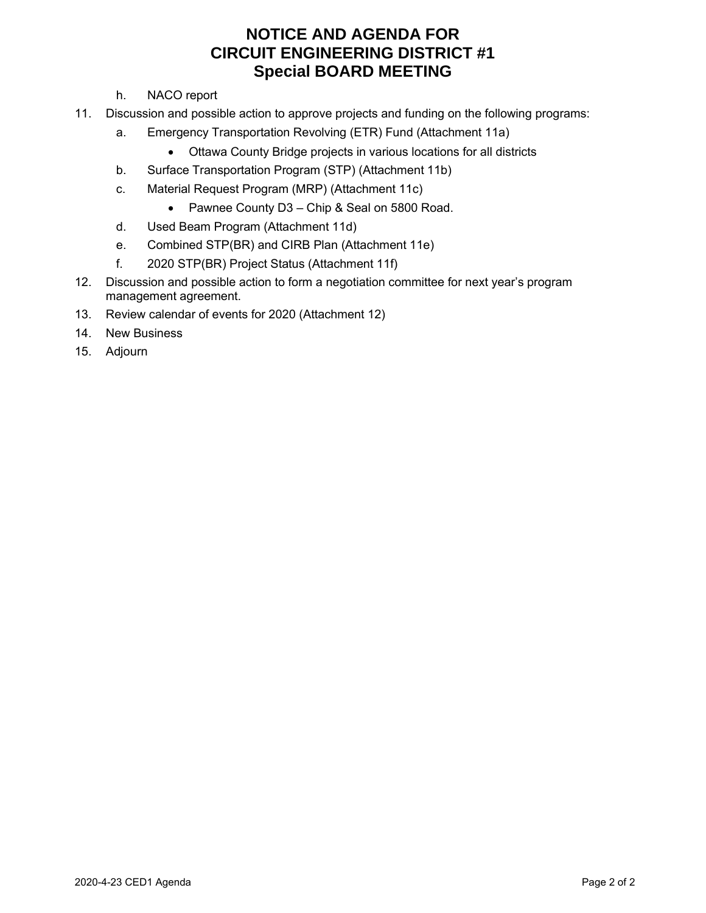# NOTICE AND AGENDA FOR CIRCUIT ENGINEERING DISTRICT #1 Special BOARD MEETING

   h. NACO report

11. Discussion and possible action to approve projects and funding on the following programs:
    a. Emergency Transportation Revolving (ETR) Fund (Attachment 11a)
       - Ottawa County Bridge projects in various locations for all districts
    b. Surface Transportation Program (STP) (Attachment 11b)
    c. Material Request Program (MRP) (Attachment 11c)
       - Pawnee County D3 – Chip & Seal on 5800 Road.
    d. Used Beam Program (Attachment 11d)
    e. Combined STP(BR) and CIRB Plan (Attachment 11e)
    f. 2020 STP(BR) Project Status (Attachment 11f)
12. Discussion and possible action to form a negotiation committee for next year's program management agreement.
13. Review calendar of events for 2020 (Attachment 12)
14. New Business
15. Adjourn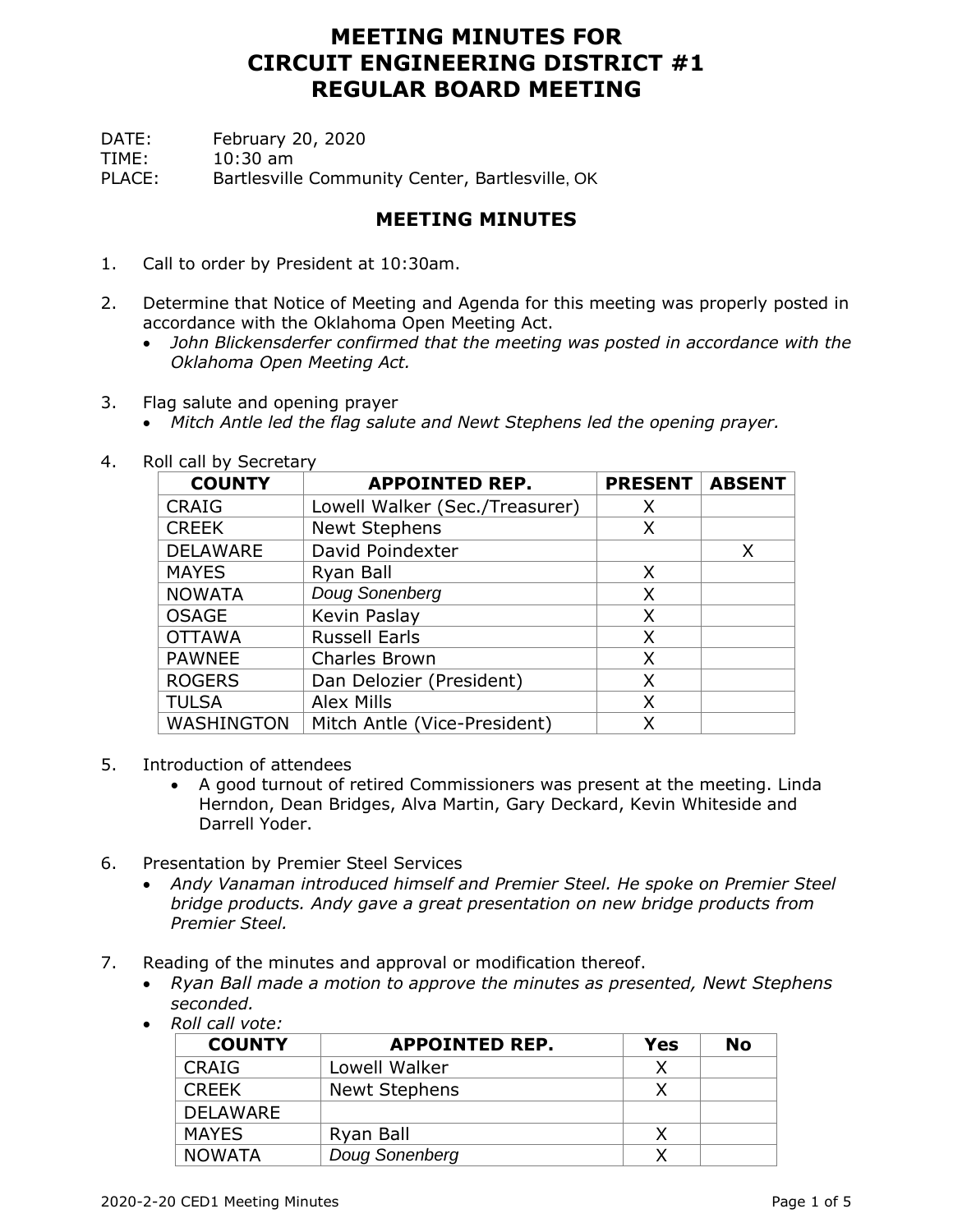# MEETING MINUTES FOR CIRCUIT ENGINEERING DISTRICT #1 REGULAR BOARD MEETING

DATE: February 20, 2020
TIME: 10:30 am
PLACE: Bartlesville Community Center, Bartlesville, OK

## MEETING MINUTES

1. Call to order by President at 10:30am.

2. Determine that Notice of Meeting and Agenda for this meeting was properly posted in accordance with the Oklahoma Open Meeting Act.
   - *John Blickensderfer confirmed that the meeting was posted in accordance with the Oklahoma Open Meeting Act.*

3. Flag salute and opening prayer
   - *Mitch Antle led the flag salute and Newt Stephens led the opening prayer.*

4. Roll call by Secretary

| COUNTY | APPOINTED REP. | PRESENT | ABSENT |
|---|---|---|---|
| CRAIG | Lowell Walker (Sec./Treasurer) | X | |
| CREEK | Newt Stephens | X | |
| DELAWARE | David Poindexter | | X |
| MAYES | Ryan Ball | X | |
| NOWATA | Doug Sonenberg | X | |
| OSAGE | Kevin Paslay | X | |
| OTTAWA | Russell Earls | X | |
| PAWNEE | Charles Brown | X | |
| ROGERS | Dan Delozier (President) | X | |
| TULSA | Alex Mills | X | |
| WASHINGTON | Mitch Antle (Vice-President) | X | |

5. Introduction of attendees
   - A good turnout of retired Commissioners was present at the meeting. Linda Herndon, Dean Bridges, Alva Martin, Gary Deckard, Kevin Whiteside and Darrell Yoder.

6. Presentation by Premier Steel Services
   - *Andy Vanaman introduced himself and Premier Steel. He spoke on Premier Steel bridge products. Andy gave a great presentation on new bridge products from Premier Steel.*

7. Reading of the minutes and approval or modification thereof.
   - *Ryan Ball made a motion to approve the minutes as presented, Newt Stephens seconded.*
   - *Roll call vote:*

| COUNTY | APPOINTED REP. | Yes | No |
|---|---|---|---|
| CRAIG | Lowell Walker | X | |
| CREEK | Newt Stephens | X | |
| DELAWARE | | | |
| MAYES | Ryan Ball | X | |
| NOWATA | Doug Sonenberg | X | |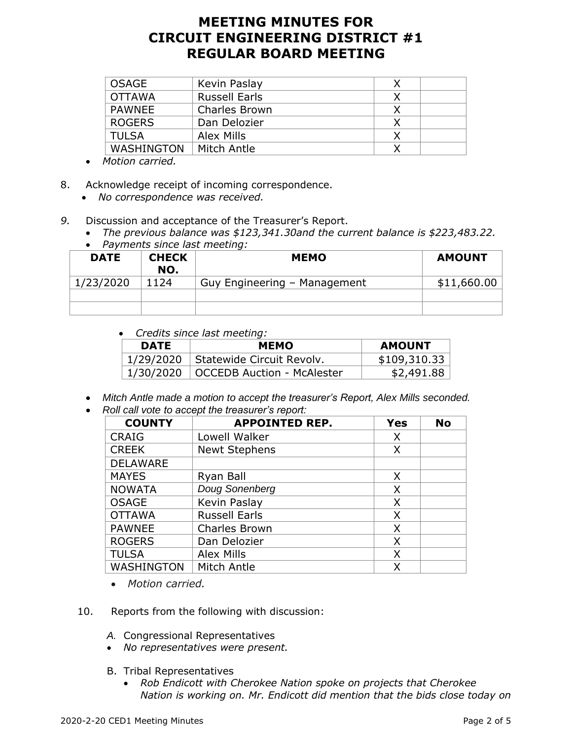# MEETING MINUTES FOR CIRCUIT ENGINEERING DISTRICT #1 REGULAR BOARD MEETING

| | | | |
|---|---|---|---|
| OSAGE | Kevin Paslay | X | |
| OTTAWA | Russell Earls | X | |
| PAWNEE | Charles Brown | X | |
| ROGERS | Dan Delozier | X | |
| TULSA | Alex Mills | X | |
| WASHINGTON | Mitch Antle | X | |

- *Motion carried.*

8. Acknowledge receipt of incoming correspondence.
   - *No correspondence was received.*

*9.* Discussion and acceptance of the Treasurer's Report.
   - *The previous balance was $123,341.30and the current balance is $223,483.22.*
   - *Payments since last meeting:*

| DATE | CHECK NO. | MEMO | AMOUNT |
|---|---|---|---|
| 1/23/2020 | 1124 | Guy Engineering – Management | $11,660.00 |
| | | | |
| | | | |

   - *Credits since last meeting:*

| DATE | MEMO | AMOUNT |
|---|---|---|
| 1/29/2020 | Statewide Circuit Revolv. | $109,310.33 |
| 1/30/2020 | OCCEDB Auction - McAlester | $2,491.88 |

   - *Mitch Antle made a motion to accept the treasurer's Report, Alex Mills seconded.*
   - *Roll call vote to accept the treasurer's report:*

| COUNTY | APPOINTED REP. | Yes | No |
|---|---|---|---|
| CRAIG | Lowell Walker | X | |
| CREEK | Newt Stephens | X | |
| DELAWARE | | | |
| MAYES | Ryan Ball | X | |
| NOWATA | *Doug Sonenberg* | X | |
| OSAGE | Kevin Paslay | X | |
| OTTAWA | Russell Earls | X | |
| PAWNEE | Charles Brown | X | |
| ROGERS | Dan Delozier | X | |
| TULSA | Alex Mills | X | |
| WASHINGTON | Mitch Antle | X | |

   - *Motion carried.*

10. Reports from the following with discussion:

   *A.* Congressional Representatives
   - *No representatives were present.*

   B. Tribal Representatives
   - *Rob Endicott with Cherokee Nation spoke on projects that Cherokee Nation is working on. Mr. Endicott did mention that the bids close today on*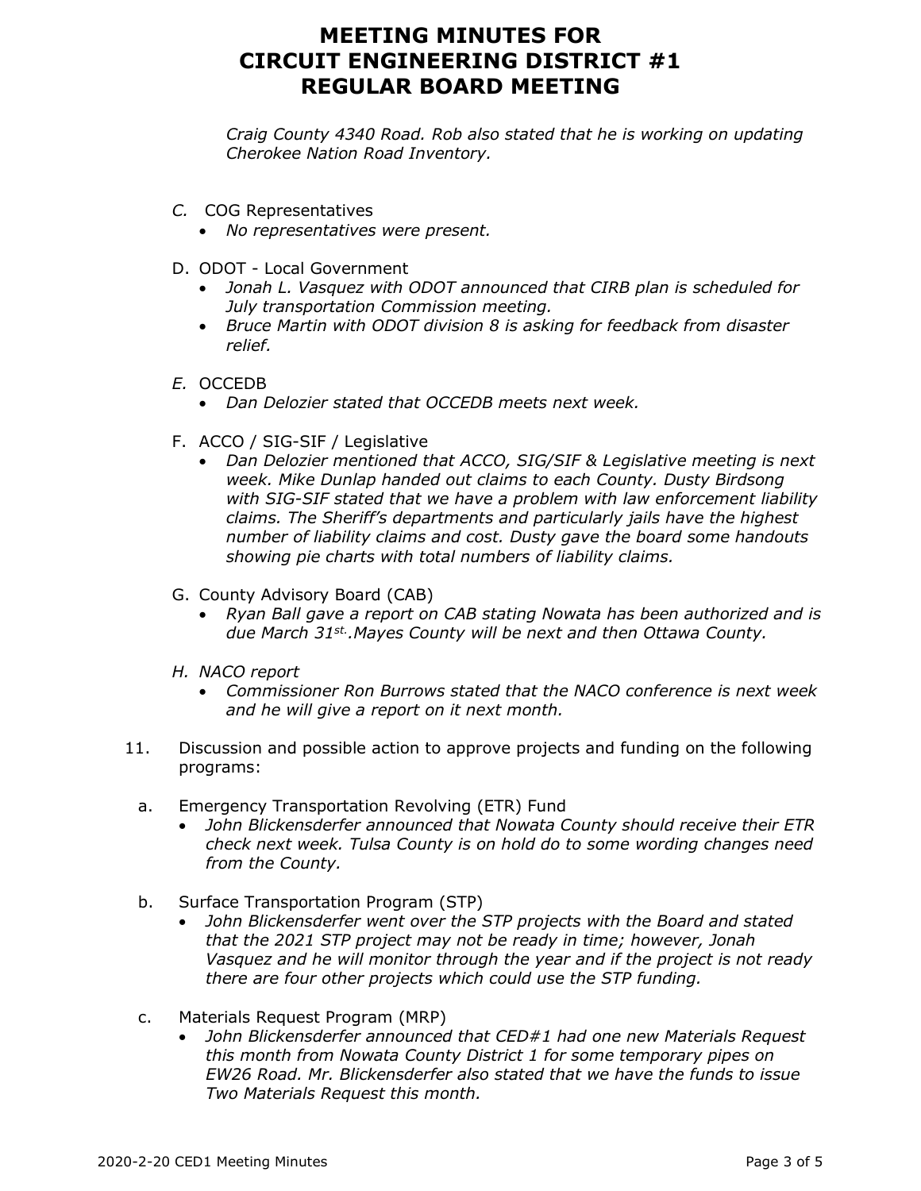*Craig County 4340 Road. Rob also stated that he is working on updating Cherokee Nation Road Inventory.*

*C.* COG Representatives
- *No representatives were present.*

D. ODOT - Local Government
- *Jonah L. Vasquez with ODOT announced that CIRB plan is scheduled for July transportation Commission meeting.*
- *Bruce Martin with ODOT division 8 is asking for feedback from disaster relief.*

*E.* OCCEDB
- *Dan Delozier stated that OCCEDB meets next week.*

F. ACCO / SIG-SIF / Legislative
- *Dan Delozier mentioned that ACCO, SIG/SIF & Legislative meeting is next week. Mike Dunlap handed out claims to each County. Dusty Birdsong with SIG-SIF stated that we have a problem with law enforcement liability claims. The Sheriff's departments and particularly jails have the highest number of liability claims and cost. Dusty gave the board some handouts showing pie charts with total numbers of liability claims.*

G. County Advisory Board (CAB)
- *Ryan Ball gave a report on CAB stating Nowata has been authorized and is due March 31st..Mayes County will be next and then Ottawa County.*

*H. NACO report*
- *Commissioner Ron Burrows stated that the NACO conference is next week and he will give a report on it next month.*

11. Discussion and possible action to approve projects and funding on the following programs:

a. Emergency Transportation Revolving (ETR) Fund
- *John Blickensderfer announced that Nowata County should receive their ETR check next week. Tulsa County is on hold do to some wording changes need from the County.*

b. Surface Transportation Program (STP)
- *John Blickensderfer went over the STP projects with the Board and stated that the 2021 STP project may not be ready in time; however, Jonah Vasquez and he will monitor through the year and if the project is not ready there are four other projects which could use the STP funding.*

c. Materials Request Program (MRP)
- *John Blickensderfer announced that CED#1 had one new Materials Request this month from Nowata County District 1 for some temporary pipes on EW26 Road. Mr. Blickensderfer also stated that we have the funds to issue Two Materials Request this month.*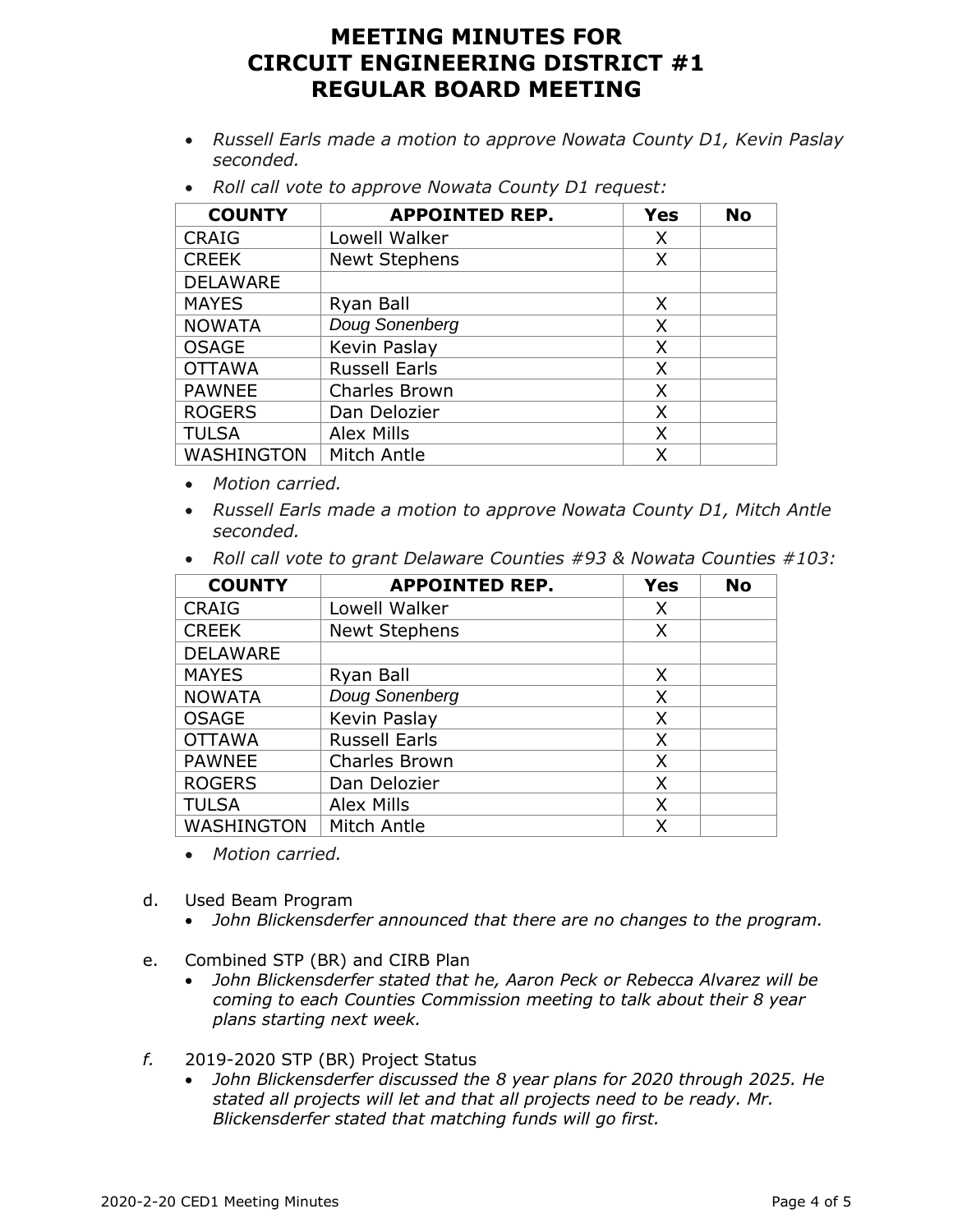# MEETING MINUTES FOR CIRCUIT ENGINEERING DISTRICT #1 REGULAR BOARD MEETING

- *Russell Earls made a motion to approve Nowata County D1, Kevin Paslay seconded.*
- *Roll call vote to approve Nowata County D1 request:*

| COUNTY | APPOINTED REP. | Yes | No |
|---|---|---|---|
| CRAIG | Lowell Walker | X | |
| CREEK | Newt Stephens | X | |
| DELAWARE | | | |
| MAYES | Ryan Ball | X | |
| NOWATA | Doug Sonenberg | X | |
| OSAGE | Kevin Paslay | X | |
| OTTAWA | Russell Earls | X | |
| PAWNEE | Charles Brown | X | |
| ROGERS | Dan Delozier | X | |
| TULSA | Alex Mills | X | |
| WASHINGTON | Mitch Antle | X | |

- *Motion carried.*
- *Russell Earls made a motion to approve Nowata County D1, Mitch Antle seconded.*
- *Roll call vote to grant Delaware Counties #93 & Nowata Counties #103:*

| COUNTY | APPOINTED REP. | Yes | No |
|---|---|---|---|
| CRAIG | Lowell Walker | X | |
| CREEK | Newt Stephens | X | |
| DELAWARE | | | |
| MAYES | Ryan Ball | X | |
| NOWATA | Doug Sonenberg | X | |
| OSAGE | Kevin Paslay | X | |
| OTTAWA | Russell Earls | X | |
| PAWNEE | Charles Brown | X | |
| ROGERS | Dan Delozier | X | |
| TULSA | Alex Mills | X | |
| WASHINGTON | Mitch Antle | X | |

- *Motion carried.*

d. Used Beam Program
- *John Blickensderfer announced that there are no changes to the program.*

e. Combined STP (BR) and CIRB Plan
- *John Blickensderfer stated that he, Aaron Peck or Rebecca Alvarez will be coming to each Counties Commission meeting to talk about their 8 year plans starting next week.*

*f.* 2019-2020 STP (BR) Project Status
- *John Blickensderfer discussed the 8 year plans for 2020 through 2025. He stated all projects will let and that all projects need to be ready. Mr. Blickensderfer stated that matching funds will go first.*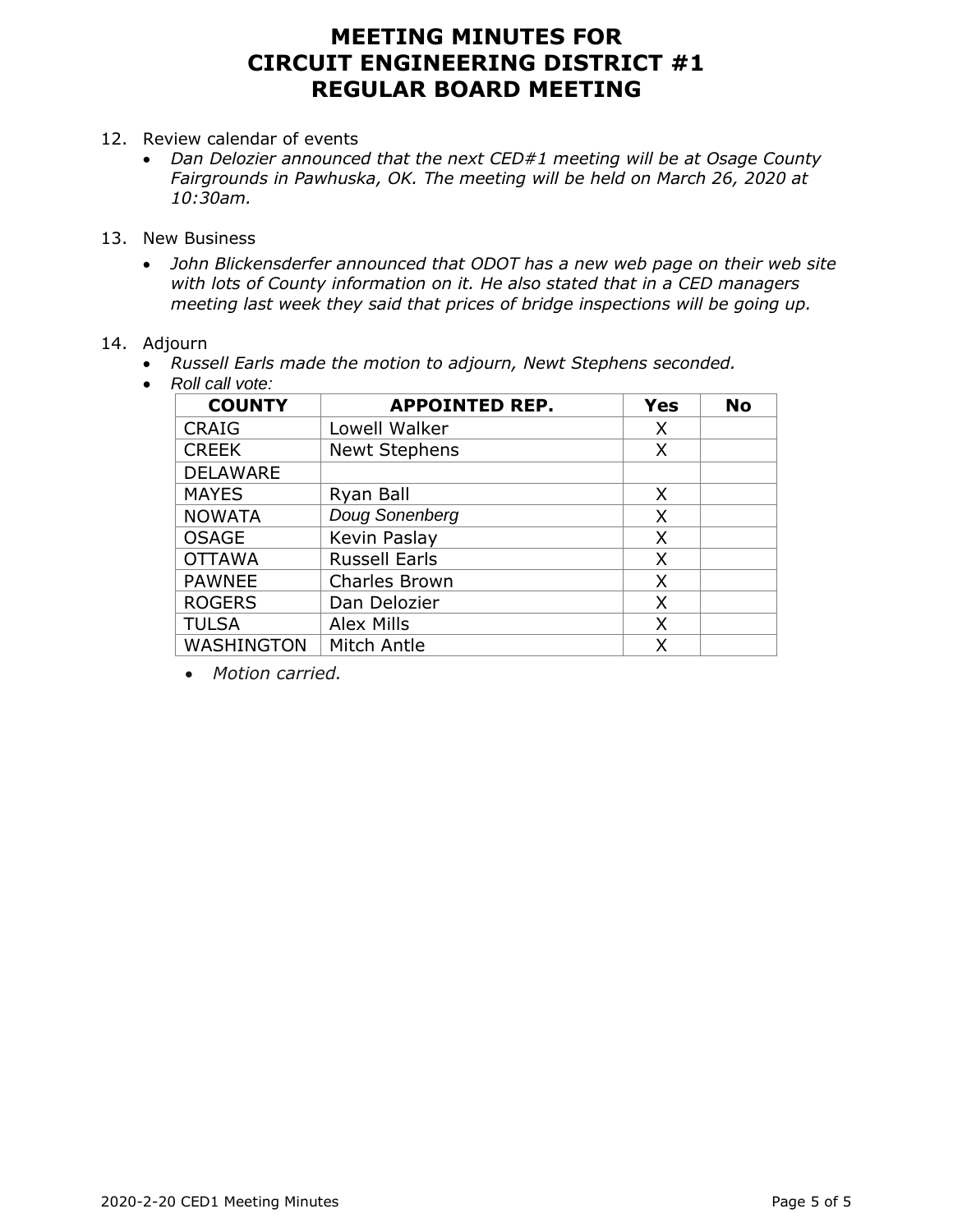# MEETING MINUTES FOR CIRCUIT ENGINEERING DISTRICT #1 REGULAR BOARD MEETING

12. Review calendar of events
    - *Dan Delozier announced that the next CED#1 meeting will be at Osage County Fairgrounds in Pawhuska, OK. The meeting will be held on March 26, 2020 at 10:30am.*

13. New Business
    - *John Blickensderfer announced that ODOT has a new web page on their web site with lots of County information on it. He also stated that in a CED managers meeting last week they said that prices of bridge inspections will be going up.*

14. Adjourn
    - *Russell Earls made the motion to adjourn, Newt Stephens seconded.*
    - *Roll call vote:*

| COUNTY | APPOINTED REP. | Yes | No |
|---|---|---|---|
| CRAIG | Lowell Walker | X | |
| CREEK | Newt Stephens | X | |
| DELAWARE | | | |
| MAYES | Ryan Ball | X | |
| NOWATA | Doug Sonenberg | X | |
| OSAGE | Kevin Paslay | X | |
| OTTAWA | Russell Earls | X | |
| PAWNEE | Charles Brown | X | |
| ROGERS | Dan Delozier | X | |
| TULSA | Alex Mills | X | |
| WASHINGTON | Mitch Antle | X | |

- *Motion carried.*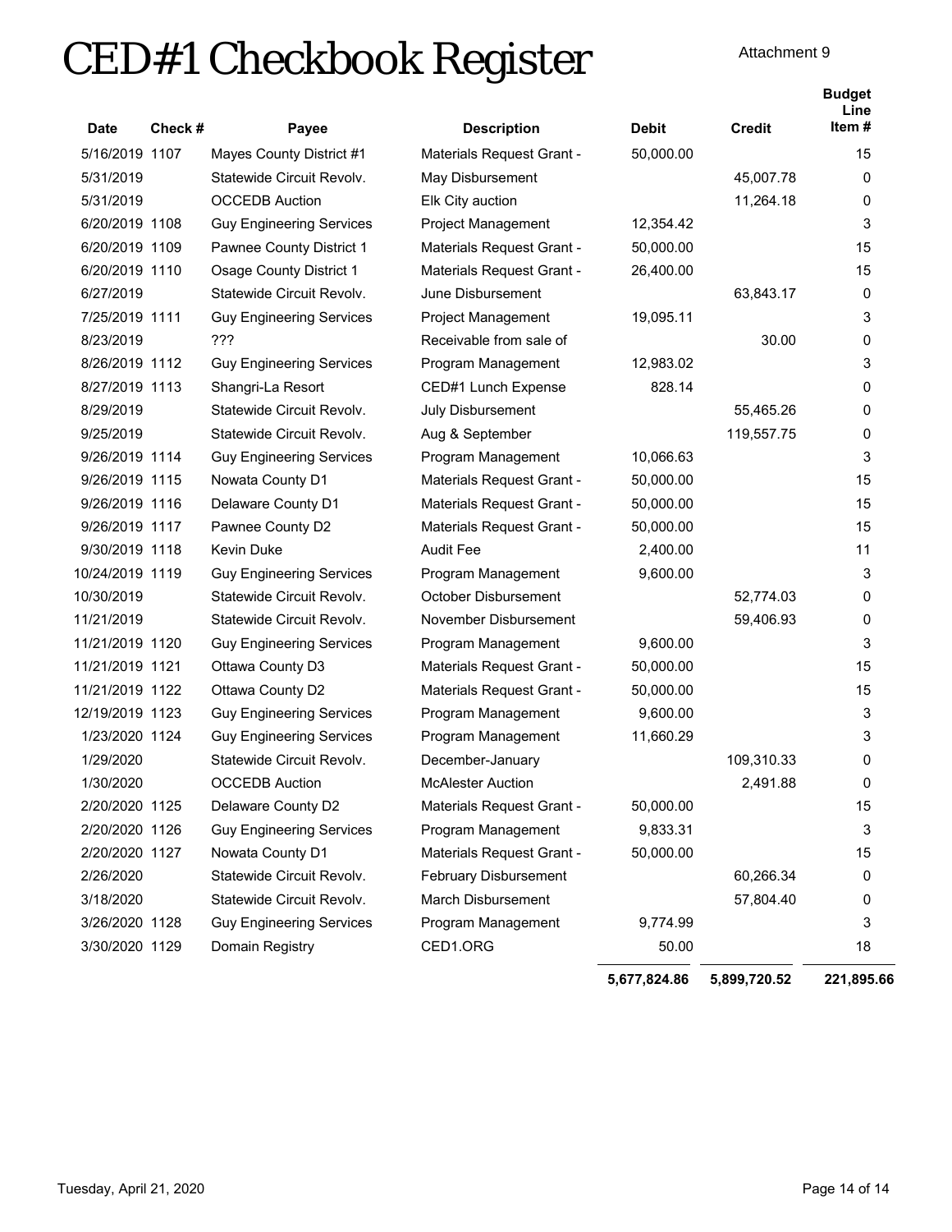# CED#1 Checkbook Register

Attachment 9

| Date | Check # | Payee | Description | Debit | Credit | Budget Line Item # |
|---|---|---|---|---|---|---|
| 5/16/2019 | 1107 | Mayes County District #1 | Materials Request Grant - | 50,000.00 | | 15 |
| 5/31/2019 | | Statewide Circuit Revolv. | May Disbursement | | 45,007.78 | 0 |
| 5/31/2019 | | OCCEDB Auction | Elk City auction | | 11,264.18 | 0 |
| 6/20/2019 | 1108 | Guy Engineering Services | Project Management | 12,354.42 | | 3 |
| 6/20/2019 | 1109 | Pawnee County District 1 | Materials Request Grant - | 50,000.00 | | 15 |
| 6/20/2019 | 1110 | Osage County District 1 | Materials Request Grant - | 26,400.00 | | 15 |
| 6/27/2019 | | Statewide Circuit Revolv. | June Disbursement | | 63,843.17 | 0 |
| 7/25/2019 | 1111 | Guy Engineering Services | Project Management | 19,095.11 | | 3 |
| 8/23/2019 | | ??? | Receivable from sale of | | 30.00 | 0 |
| 8/26/2019 | 1112 | Guy Engineering Services | Program Management | 12,983.02 | | 3 |
| 8/27/2019 | 1113 | Shangri-La Resort | CED#1 Lunch Expense | 828.14 | | 0 |
| 8/29/2019 | | Statewide Circuit Revolv. | July Disbursement | | 55,465.26 | 0 |
| 9/25/2019 | | Statewide Circuit Revolv. | Aug & September | | 119,557.75 | 0 |
| 9/26/2019 | 1114 | Guy Engineering Services | Program Management | 10,066.63 | | 3 |
| 9/26/2019 | 1115 | Nowata County D1 | Materials Request Grant - | 50,000.00 | | 15 |
| 9/26/2019 | 1116 | Delaware County D1 | Materials Request Grant - | 50,000.00 | | 15 |
| 9/26/2019 | 1117 | Pawnee County D2 | Materials Request Grant - | 50,000.00 | | 15 |
| 9/30/2019 | 1118 | Kevin Duke | Audit Fee | 2,400.00 | | 11 |
| 10/24/2019 | 1119 | Guy Engineering Services | Program Management | 9,600.00 | | 3 |
| 10/30/2019 | | Statewide Circuit Revolv. | October Disbursement | | 52,774.03 | 0 |
| 11/21/2019 | | Statewide Circuit Revolv. | November Disbursement | | 59,406.93 | 0 |
| 11/21/2019 | 1120 | Guy Engineering Services | Program Management | 9,600.00 | | 3 |
| 11/21/2019 | 1121 | Ottawa County D3 | Materials Request Grant - | 50,000.00 | | 15 |
| 11/21/2019 | 1122 | Ottawa County D2 | Materials Request Grant - | 50,000.00 | | 15 |
| 12/19/2019 | 1123 | Guy Engineering Services | Program Management | 9,600.00 | | 3 |
| 1/23/2020 | 1124 | Guy Engineering Services | Program Management | 11,660.29 | | 3 |
| 1/29/2020 | | Statewide Circuit Revolv. | December-January | | 109,310.33 | 0 |
| 1/30/2020 | | OCCEDB Auction | McAlester Auction | | 2,491.88 | 0 |
| 2/20/2020 | 1125 | Delaware County D2 | Materials Request Grant - | 50,000.00 | | 15 |
| 2/20/2020 | 1126 | Guy Engineering Services | Program Management | 9,833.31 | | 3 |
| 2/20/2020 | 1127 | Nowata County D1 | Materials Request Grant - | 50,000.00 | | 15 |
| 2/26/2020 | | Statewide Circuit Revolv. | February Disbursement | | 60,266.34 | 0 |
| 3/18/2020 | | Statewide Circuit Revolv. | March Disbursement | | 57,804.40 | 0 |
| 3/26/2020 | 1128 | Guy Engineering Services | Program Management | 9,774.99 | | 3 |
| 3/30/2020 | 1129 | Domain Registry | CED1.ORG | 50.00 | | 18 |
| | | | | **5,677,824.86** | **5,899,720.52** | **221,895.66** |

Tuesday, April 21, 2020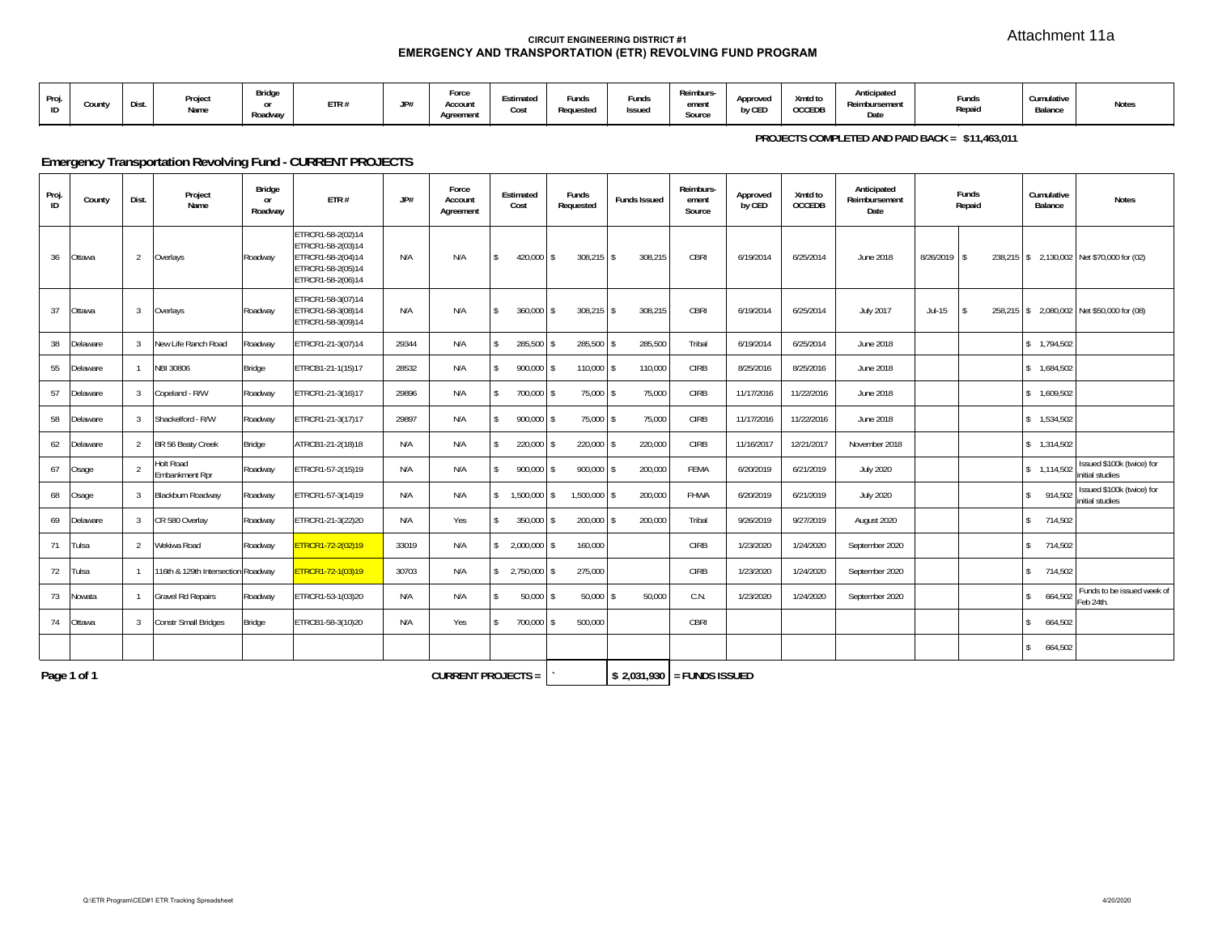Attachment 11a

**CIRCUIT ENGINEERING DISTRICT #1**
**EMERGENCY AND TRANSPORTATION (ETR) REVOLVING FUND PROGRAM**

| Proj. ID | County | Dist. | Project Name | Bridge or Roadway | ETR # | JP# | Force Account Agreement | Estimated Cost | Funds Requested | Funds Issued | Reimburs-ement Source | Approved by CED | Xmtd to OCCEDB | Anticipated Reimbursement Date | Funds Repaid | | Cumulative Balance | Notes |
|---|---|---|---|---|---|---|---|---|---|---|---|---|---|---|---|---|---|---|

**PROJECTS COMPLETED AND PAID BACK = $11,463,011**

## Emergency Transportation Revolving Fund - CURRENT PROJECTS

| Proj. ID | County | Dist. | Project Name | Bridge or Roadway | ETR # | JP# | Force Account Agreement | Estimated Cost | Funds Requested | Funds Issued | Reimburs-ement Source | Approved by CED | Xmtd to OCCEDB | Anticipated Reimbursement Date | Funds Repaid | | Cumulative Balance | Notes |
|---|---|---|---|---|---|---|---|---|---|---|---|---|---|---|---|---|---|---|
| 36 | Ottawa | 2 | Overlays | Roadway | ETRCR1-58-2(02)14 ETRCR1-58-2(03)14 ETRCR1-58-2(04)14 ETRCR1-58-2(05)14 ETRCR1-58-2(06)14 | N/A | N/A | $ 420,000 | $ 308,215 | $ 308,215 | CBRI | 6/19/2014 | 6/25/2014 | June 2018 | 8/26/2019 | $ 238,215 | $ 2,130,002 | Net $70,000 for (02) |
| 37 | Ottawa | 3 | Overlays | Roadway | ETRCR1-58-3(07)14 ETRCR1-58-3(08)14 ETRCR1-58-3(09)14 | N/A | N/A | $ 360,000 | $ 308,215 | $ 308,215 | CBRI | 6/19/2014 | 6/25/2014 | July 2017 | Jul-15 | $ 258,215 | $ 2,080,002 | Net $50,000 for (08) |
| 38 | Delaware | 3 | New Life Ranch Road | Roadway | ETRCR1-21-3(07)14 | 29344 | N/A | $ 285,500 | $ 285,500 | $ 285,500 | Tribal | 6/19/2014 | 6/25/2014 | June 2018 | | | $ 1,794,502 | |
| 55 | Delaware | 1 | NBI 30806 | Bridge | ETRCB1-21-1(15)17 | 28532 | N/A | $ 900,000 | $ 110,000 | $ 110,000 | CIRB | 8/25/2016 | 8/25/2016 | June 2018 | | | $ 1,684,502 | |
| 57 | Delaware | 3 | Copeland - R/W | Roadway | ETRCR1-21-3(16)17 | 29896 | N/A | $ 700,000 | $ 75,000 | $ 75,000 | CIRB | 11/17/2016 | 11/22/2016 | June 2018 | | | $ 1,609,502 | |
| 58 | Delaware | 3 | Shackelford - R/W | Roadway | ETRCR1-21-3(17)17 | 29897 | N/A | $ 900,000 | $ 75,000 | $ 75,000 | CIRB | 11/17/2016 | 11/22/2016 | June 2018 | | | $ 1,534,502 | |
| 62 | Delaware | 2 | BR 56 Beaty Creek | Bridge | ATRCB1-21-2(18)18 | N/A | N/A | $ 220,000 | $ 220,000 | $ 220,000 | CIRB | 11/16/2017 | 12/21/2017 | November 2018 | | | $ 1,314,502 | |
| 67 | Osage | 2 | Holt Road Embankment Rpr | Roadway | ETRCR1-57-2(15)19 | N/A | N/A | $ 900,000 | $ 900,000 | $ 200,000 | FEMA | 6/20/2019 | 6/21/2019 | July 2020 | | | $ 1,114,502 | Issued $100k (twice) for initial studies |
| 68 | Osage | 3 | Blackburn Roadway | Roadway | ETRCR1-57-3(14)19 | N/A | N/A | $ 1,500,000 | $ 1,500,000 | $ 200,000 | FHWA | 6/20/2019 | 6/21/2019 | July 2020 | | | $ 914,502 | Issued $100k (twice) for initial studies |
| 69 | Delaware | 3 | CR 580 Overlay | Roadway | ETRCR1-21-3(22)20 | N/A | Yes | $ 350,000 | $ 200,000 | $ 200,000 | Tribal | 9/26/2019 | 9/27/2019 | August 2020 | | | $ 714,502 | |
| 71 | Tulsa | 2 | Wekiwa Road | Roadway | ETRCR1-72-2(02)19 | 33019 | N/A | $ 2,000,000 | $ 160,000 | | CIRB | 1/23/2020 | 1/24/2020 | September 2020 | | | $ 714,502 | |
| 72 | Tulsa | 1 | 116th & 129th Intersection | Roadway | ETRCR1-72-1(03)19 | 30703 | N/A | $ 2,750,000 | $ 275,000 | | CIRB | 1/23/2020 | 1/24/2020 | September 2020 | | | $ 714,502 | |
| 73 | Nowata | 1 | Gravel Rd Repairs | Roadway | ETRCR1-53-1(03)20 | N/A | N/A | $ 50,000 | $ 50,000 | $ 50,000 | C.N. | 1/23/2020 | 1/24/2020 | September 2020 | | | $ 664,502 | Funds to be issued week of Feb 24th. |
| 74 | Ottawa | 3 | Constr Small Bridges | Bridge | ETRCB1-58-3(10)20 | N/A | Yes | $ 700,000 | $ 500,000 | | CBRI | | | | | | $ 664,502 | |
| | | | | | | | | | | | | | | | | | $ 664,502 | |

**CURRENT PROJECTS =** ` **$ 2,031,930 = FUNDS ISSUED**

Q:\ETR Program\CED#1 ETR Tracking Spreadsheet

4/20/2020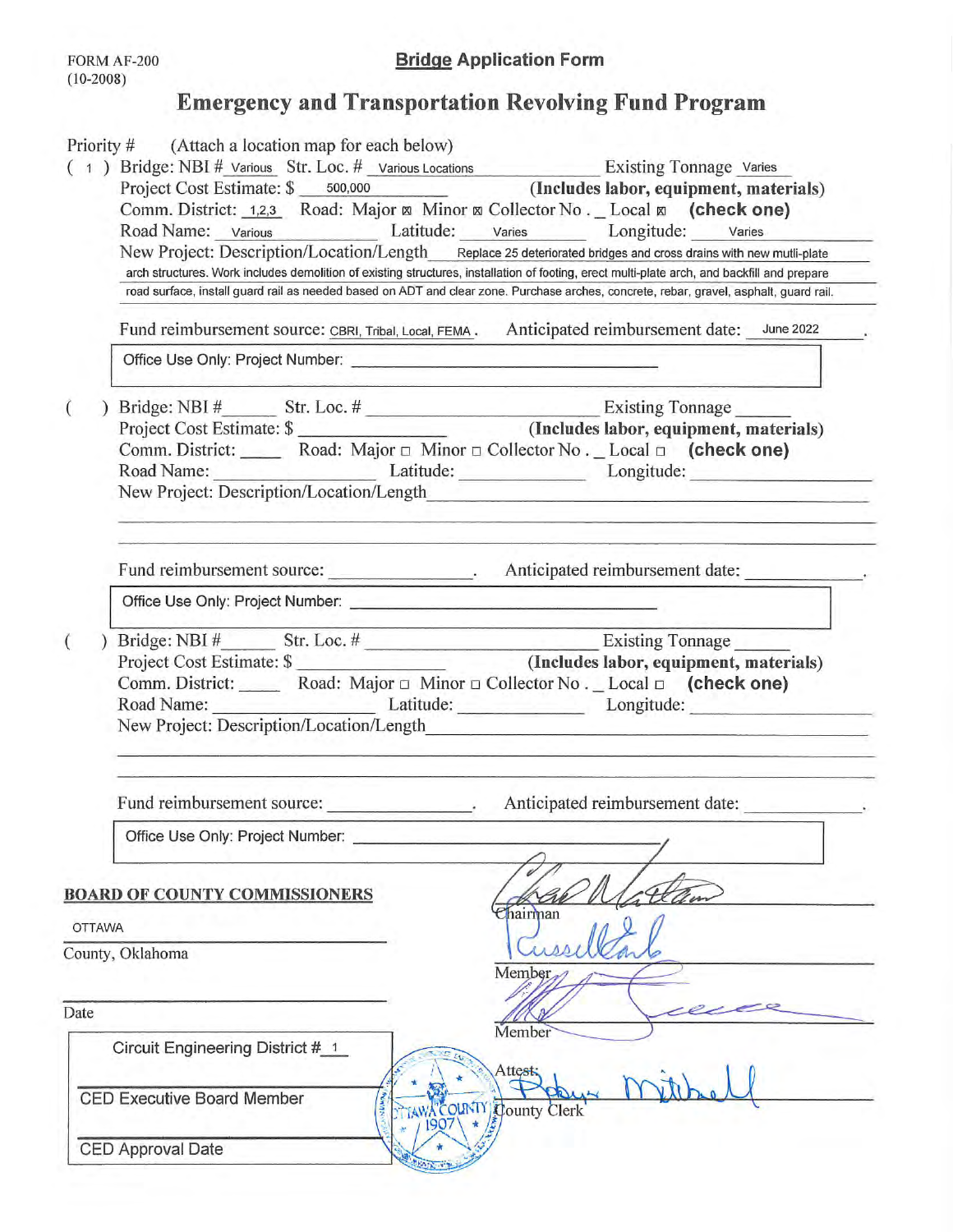FORM AF-200
(10-2008)

**Bridge Application Form**

## Emergency and Transportation Revolving Fund Program

Priority # (Attach a location map for each below)

( 1 ) Bridge: NBI # Various Str. Loc. # Various Locations Existing Tonnage Varies
Project Cost Estimate: $ 500,000 **(Includes labor, equipment, materials)**
Comm. District: 1,2,3 Road: Major ☒ Minor ☒ Collector No . _ Local ☒ **(check one)**
Road Name: Various Latitude: Varies Longitude: Varies
New Project: Description/Location/Length Replace 25 deteriorated bridges and cross drains with new mutli-plate arch structures. Work includes demolition of existing structures, installation of footing, erect multi-plate arch, and backfill and prepare road surface, install guard rail as needed based on ADT and clear zone. Purchase arches, concrete, rebar, gravel, asphalt, guard rail.

Fund reimbursement source: CBRI, Tribal, Local, FEMA . Anticipated reimbursement date: June 2022 .

Office Use Only: Project Number: ______________________

( ) Bridge: NBI #______ Str. Loc. # ______________________ Existing Tonnage ______
Project Cost Estimate: $ ______________ **(Includes labor, equipment, materials)**
Comm. District: ____ Road: Major ☐ Minor ☐ Collector No . _ Local ☐ **(check one)**
Road Name: ______________ Latitude: ____________ Longitude: ______________
New Project: Description/Location/Length______________________________

Fund reimbursement source: ______________. Anticipated reimbursement date: ____________.

Office Use Only: Project Number: ______________________

( ) Bridge: NBI #______ Str. Loc. # ______________________ Existing Tonnage ______
Project Cost Estimate: $ ______________ **(Includes labor, equipment, materials)**
Comm. District: ____ Road: Major ☐ Minor ☐ Collector No . _ Local ☐ **(check one)**
Road Name: ______________ Latitude: ____________ Longitude: ______________
New Project: Description/Location/Length______________________________

Fund reimbursement source: ______________. Anticipated reimbursement date: ____________.

Office Use Only: Project Number: ______________________

**BOARD OF COUNTY COMMISSIONERS**

OTTAWA
County, Oklahoma

Date ______________

[Signature] Chairman

[Signature] Member

[Signature] Member

Attest: [Signature] County Clerk

(Seal: Ottawa County 1907)

Circuit Engineering District # 1

CED Executive Board Member

CED Approval Date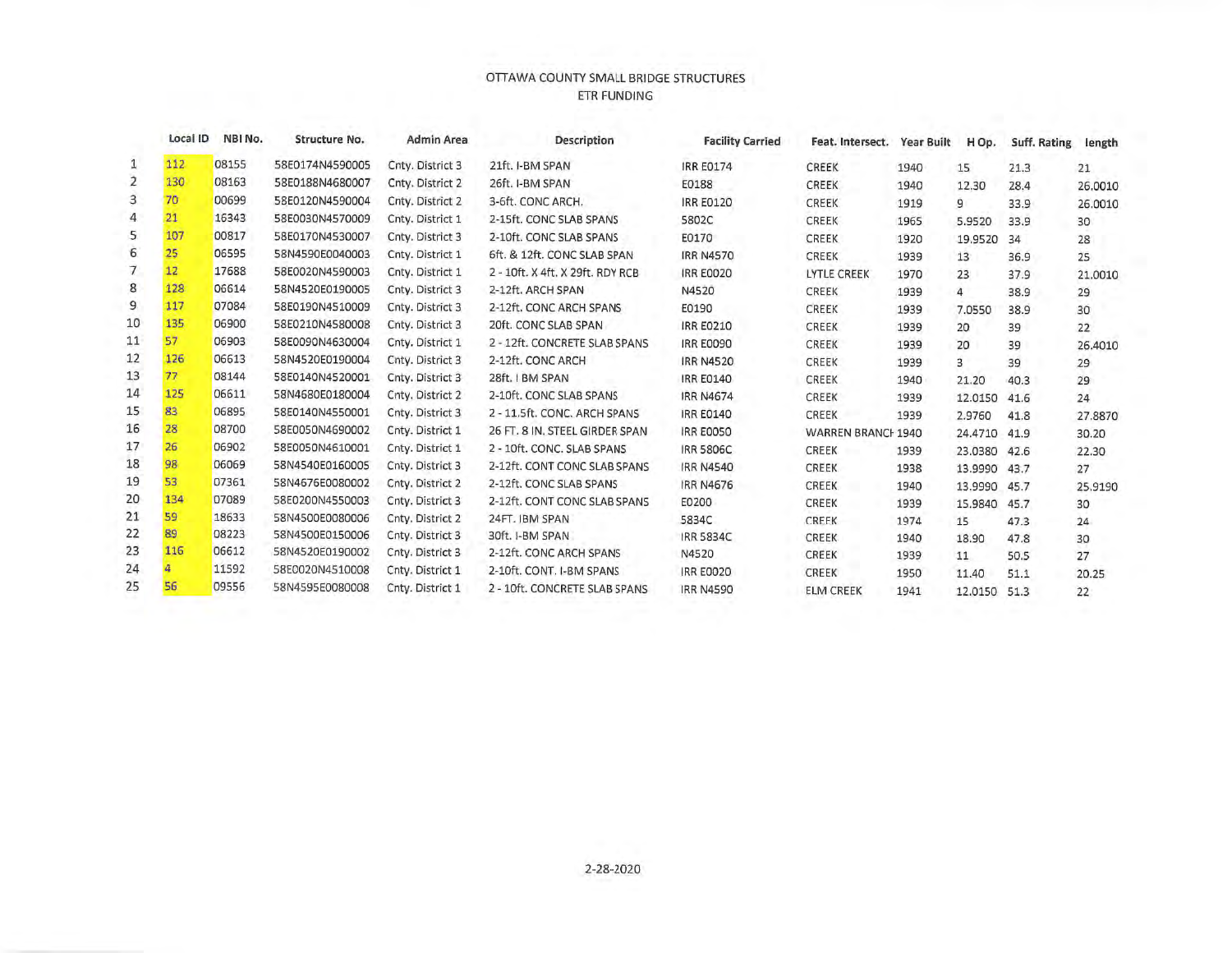OTTAWA COUNTY SMALL BRIDGE STRUCTURES
ETR FUNDING

| | Local ID | NBI No. | Structure No. | Admin Area | Description | Facility Carried | Feat. Intersect. | Year Built | H Op. | Suff. Rating | length |
|---|---|---|---|---|---|---|---|---|---|---|---|
| 1 | 112 | 08155 | 58E0174N4590005 | Cnty. District 3 | 21ft. I-BM SPAN | IRR E0174 | CREEK | 1940 | 15 | 21.3 | 21 |
| 2 | 130 | 08163 | 58E0188N4680007 | Cnty. District 2 | 26ft. I-BM SPAN | E0188 | CREEK | 1940 | 12.30 | 28.4 | 26.0010 |
| 3 | 70 | 00699 | 58E0120N4590004 | Cnty. District 2 | 3-6ft. CONC ARCH. | IRR E0120 | CREEK | 1919 | 9 | 33.9 | 26.0010 |
| 4 | 21 | 16343 | 58E0030N4570009 | Cnty. District 1 | 2-15ft. CONC SLAB SPANS | 5802C | CREEK | 1965 | 5.9520 | 33.9 | 30 |
| 5 | 107 | 00817 | 58E0170N4530007 | Cnty. District 3 | 2-10ft. CONC SLAB SPANS | E0170 | CREEK | 1920 | 19.9520 | 34 | 28 |
| 6 | 25 | 06595 | 58N4590E0040003 | Cnty. District 1 | 6ft. & 12ft. CONC SLAB SPAN | IRR N4570 | CREEK | 1939 | 13 | 36.9 | 25 |
| 7 | 12 | 17688 | 58E0020N4590003 | Cnty. District 1 | 2 - 10ft. X 4ft. X 29ft. RDY RCB | IRR E0020 | LYTLE CREEK | 1970 | 23 | 37.9 | 21.0010 |
| 8 | 128 | 06614 | 58N4520E0190005 | Cnty. District 3 | 2-12ft. ARCH SPAN | N4520 | CREEK | 1939 | 4 | 38.9 | 29 |
| 9 | 117 | 07084 | 58E0190N4510009 | Cnty. District 3 | 2-12ft. CONC ARCH SPANS | E0190 | CREEK | 1939 | 7.0550 | 38.9 | 30 |
| 10 | 135 | 06900 | 58E0210N4580008 | Cnty. District 3 | 20ft. CONC SLAB SPAN | IRR E0210 | CREEK | 1939 | 20 | 39 | 22 |
| 11 | 57 | 06903 | 58E0090N4630004 | Cnty. District 1 | 2 - 12ft. CONCRETE SLAB SPANS | IRR E0090 | CREEK | 1939 | 20 | 39 | 26.4010 |
| 12 | 126 | 06613 | 58N4520E0190004 | Cnty. District 3 | 2-12ft. CONC ARCH | IRR N4520 | CREEK | 1939 | 3 | 39 | 29 |
| 13 | 77 | 08144 | 58E0140N4520001 | Cnty. District 3 | 28ft. I BM SPAN | IRR E0140 | CREEK | 1940 | 21.20 | 40.3 | 29 |
| 14 | 125 | 06611 | 58N4680E0180004 | Cnty. District 2 | 2-10ft. CONC SLAB SPANS | IRR N4674 | CREEK | 1939 | 12.0150 | 41.6 | 24 |
| 15 | 83 | 06895 | 58E0140N4550001 | Cnty. District 3 | 2 - 11.5ft. CONC. ARCH SPANS | IRR E0140 | CREEK | 1939 | 2.9760 | 41.8 | 27.8870 |
| 16 | 28 | 08700 | 58E0050N4690002 | Cnty. District 1 | 26 FT. 8 IN. STEEL GIRDER SPAN | IRR E0050 | WARREN BRANCH | 1940 | 24.4710 | 41.9 | 30.20 |
| 17 | 26 | 06902 | 58E0050N4610001 | Cnty. District 1 | 2 - 10ft. CONC. SLAB SPANS | IRR 5806C | CREEK | 1939 | 23.0380 | 42.6 | 22.30 |
| 18 | 98 | 06069 | 58N4540E0160005 | Cnty. District 3 | 2-12ft. CONT CONC SLAB SPANS | IRR N4540 | CREEK | 1938 | 13.9990 | 43.7 | 27 |
| 19 | 53 | 07361 | 58N4676E0080002 | Cnty. District 2 | 2-12ft. CONC SLAB SPANS | IRR N4676 | CREEK | 1940 | 13.9990 | 45.7 | 25.9190 |
| 20 | 134 | 07089 | 58E0200N4550003 | Cnty. District 3 | 2-12ft. CONT CONC SLAB SPANS | E0200 | CREEK | 1939 | 15.9840 | 45.7 | 30 |
| 21 | 59 | 18633 | 58N4500E0080006 | Cnty. District 2 | 24FT. IBM SPAN | 5834C | CREEK | 1974 | 15 | 47.3 | 24 |
| 22 | 89 | 08223 | 58N4500E0150006 | Cnty. District 3 | 30ft. I-BM SPAN | IRR 5834C | CREEK | 1940 | 18.90 | 47.8 | 30 |
| 23 | 116 | 06612 | 58N4520E0190002 | Cnty. District 3 | 2-12ft. CONC ARCH SPANS | N4520 | CREEK | 1939 | 11 | 50.5 | 27 |
| 24 | 4 | 11592 | 58E0020N4510008 | Cnty. District 1 | 2-10ft. CONT. I-BM SPANS | IRR E0020 | CREEK | 1950 | 11.40 | 51.1 | 20.25 |
| 25 | 56 | 09556 | 58N4595E0080008 | Cnty. District 1 | 2 - 10ft. CONCRETE SLAB SPANS | IRR N4590 | ELM CREEK | 1941 | 12.0150 | 51.3 | 22 |

2-28-2020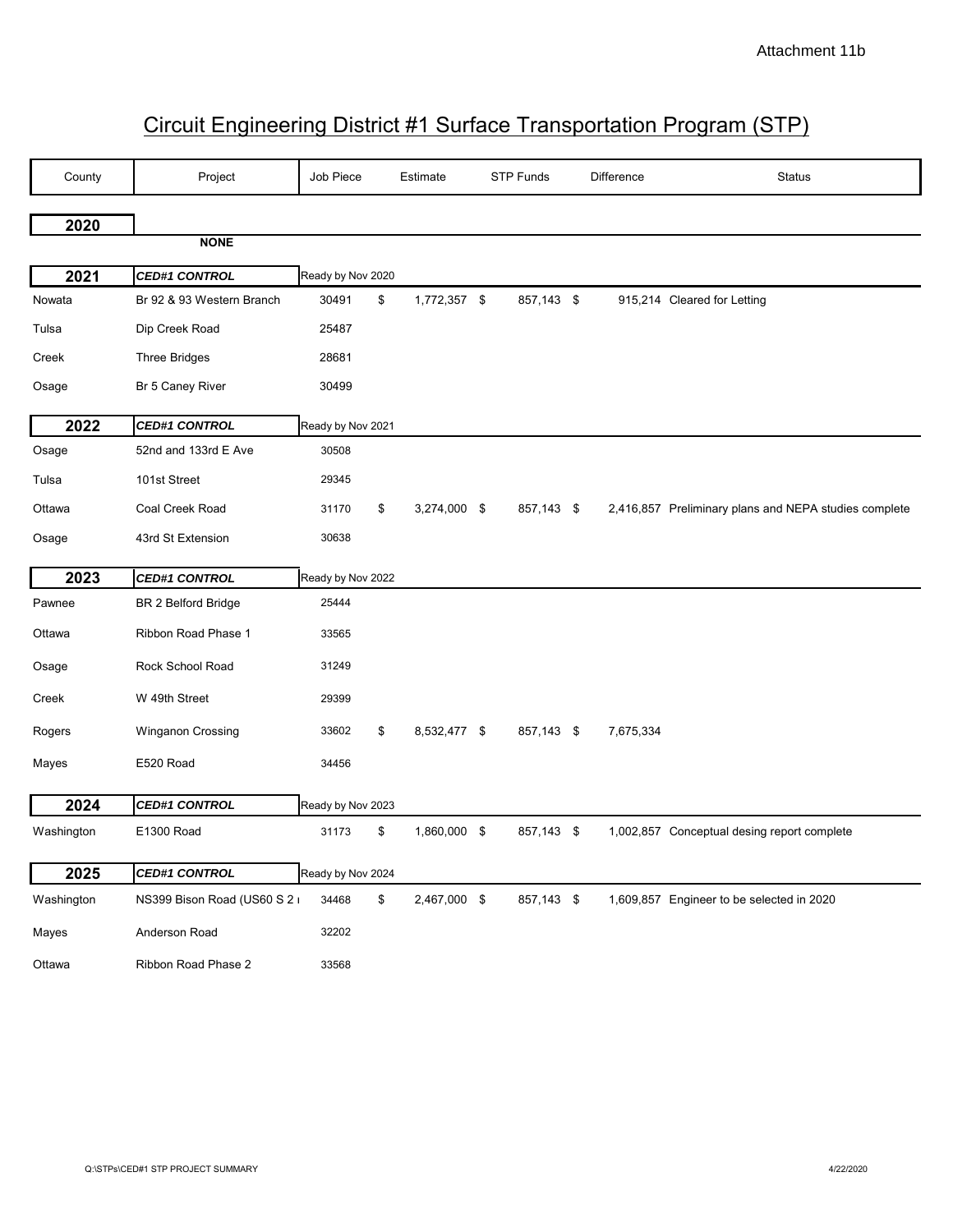Attachment 11b

# Circuit Engineering District #1 Surface Transportation Program (STP)

| County | Project | Job Piece | Estimate | STP Funds | Difference | Status |
|---|---|---|---|---|---|---|
| **2020** | | | | | | |
| | **NONE** | | | | | |
| **2021** | ***CED#1 CONTROL*** | Ready by Nov 2020 | | | | |
| Nowata | Br 92 & 93 Western Branch | 30491 | $ 1,772,357 | $ 857,143 | $ 915,214 | Cleared for Letting |
| Tulsa | Dip Creek Road | 25487 | | | | |
| Creek | Three Bridges | 28681 | | | | |
| Osage | Br 5 Caney River | 30499 | | | | |
| **2022** | ***CED#1 CONTROL*** | Ready by Nov 2021 | | | | |
| Osage | 52nd and 133rd E Ave | 30508 | | | | |
| Tulsa | 101st Street | 29345 | | | | |
| Ottawa | Coal Creek Road | 31170 | $ 3,274,000 | $ 857,143 | $ 2,416,857 | Preliminary plans and NEPA studies complete |
| Osage | 43rd St Extension | 30638 | | | | |
| **2023** | ***CED#1 CONTROL*** | Ready by Nov 2022 | | | | |
| Pawnee | BR 2 Belford Bridge | 25444 | | | | |
| Ottawa | Ribbon Road Phase 1 | 33565 | | | | |
| Osage | Rock School Road | 31249 | | | | |
| Creek | W 49th Street | 29399 | | | | |
| Rogers | Winganon Crossing | 33602 | $ 8,532,477 | $ 857,143 | $ 7,675,334 | |
| Mayes | E520 Road | 34456 | | | | |
| **2024** | ***CED#1 CONTROL*** | Ready by Nov 2023 | | | | |
| Washington | E1300 Road | 31173 | $ 1,860,000 | $ 857,143 | $ 1,002,857 | Conceptual desing report complete |
| **2025** | ***CED#1 CONTROL*** | Ready by Nov 2024 | | | | |
| Washington | NS399 Bison Road (US60 S 2 | 34468 | $ 2,467,000 | $ 857,143 | $ 1,609,857 | Engineer to be selected in 2020 |
| Mayes | Anderson Road | 32202 | | | | |
| Ottawa | Ribbon Road Phase 2 | 33568 | | | | |

Q:\STPs\CED#1 STP PROJECT SUMMARY 4/22/2020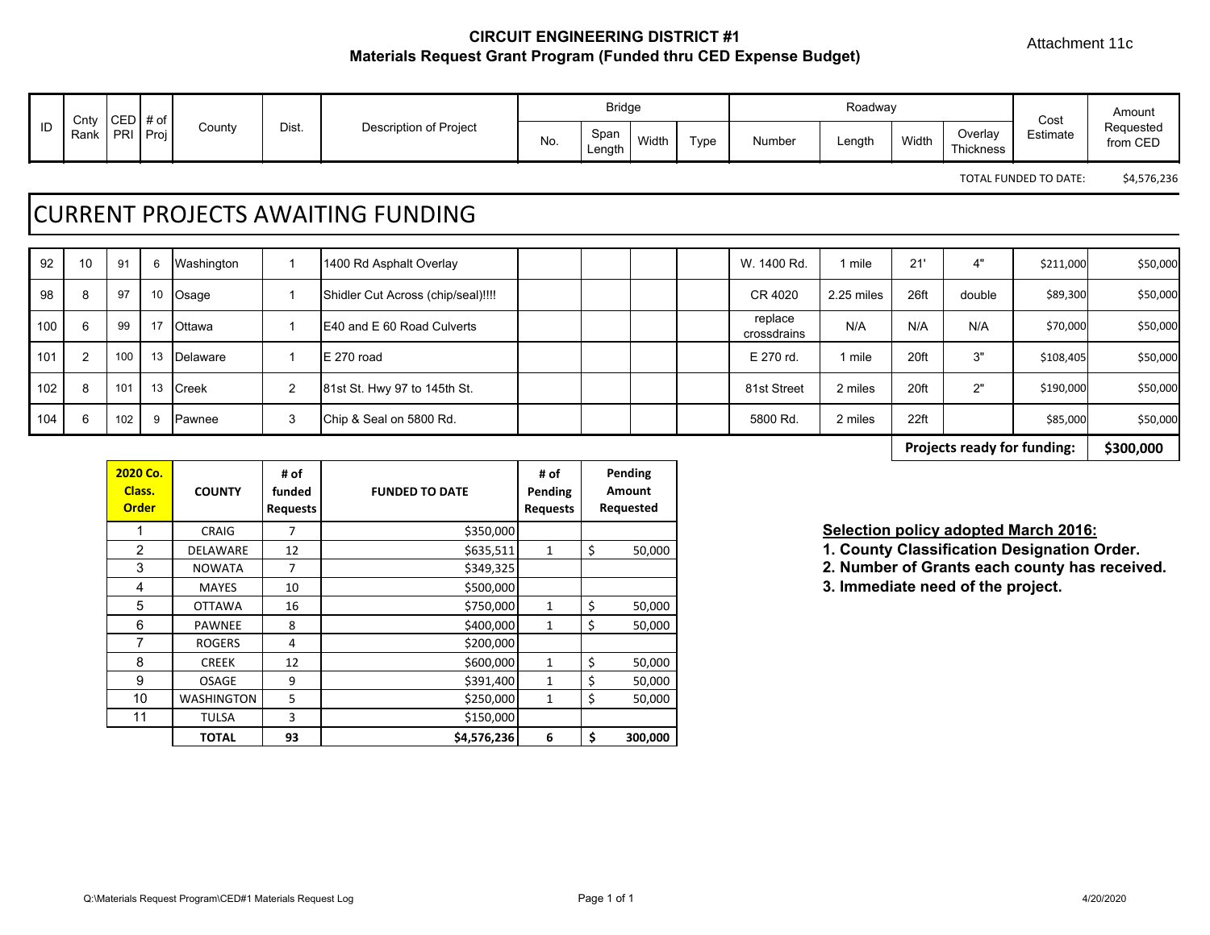Attachment 11c

## CIRCUIT ENGINEERING DISTRICT #1
### Materials Request Grant Program (Funded thru CED Expense Budget)

| ID | Cnty Rank | CED PRI | # of Proj | County | Dist. | Description of Project | Bridge | | | | Roadway | | | | Cost Estimate | Amount Requested from CED |
|---|---|---|---|---|---|---|---|---|---|---|---|---|---|---|---|---|
| | | | | | | | No. | Span Length | Width | Type | Number | Length | Width | Overlay Thickness | | |
| | | | | | | | | | | | | | | | TOTAL FUNDED TO DATE: | $4,576,236 |
| **CURRENT PROJECTS AWAITING FUNDING** | | | | | | | | | | | | | | | | |
| 92 | 10 | 91 | 6 | Washington | 1 | 1400 Rd Asphalt Overlay | | | | | W. 1400 Rd. | 1 mile | 21' | 4" | $211,000 | $50,000 |
| 98 | 8 | 97 | 10 | Osage | 1 | Shidler Cut Across (chip/seal)!!!! | | | | | CR 4020 | 2.25 miles | 26ft | double | $89,300 | $50,000 |
| 100 | 6 | 99 | 17 | Ottawa | 1 | E40 and E 60 Road Culverts | | | | | replace crossdrains | N/A | N/A | N/A | $70,000 | $50,000 |
| 101 | 2 | 100 | 13 | Delaware | 1 | E 270 road | | | | | E 270 rd. | 1 mile | 20ft | 3" | $108,405 | $50,000 |
| 102 | 8 | 101 | 13 | Creek | 2 | 81st St. Hwy 97 to 145th St. | | | | | 81st Street | 2 miles | 20ft | 2" | $190,000 | $50,000 |
| 104 | 6 | 102 | 9 | Pawnee | 3 | Chip & Seal on 5800 Rd. | | | | | 5800 Rd. | 2 miles | 22ft | | $85,000 | $50,000 |
| | | | | | | | | | | | | | | | **Projects ready for funding:** | **$300,000** |

| 2020 Co. Class. Order | COUNTY | # of funded Requests | FUNDED TO DATE | # of Pending Requests | Pending Amount Requested |
|---|---|---|---|---|---|
| 1 | CRAIG | 7 | $350,000 | | |
| 2 | DELAWARE | 12 | $635,511 | 1 | $ 50,000 |
| 3 | NOWATA | 7 | $349,325 | | |
| 4 | MAYES | 10 | $500,000 | | |
| 5 | OTTAWA | 16 | $750,000 | 1 | $ 50,000 |
| 6 | PAWNEE | 8 | $400,000 | 1 | $ 50,000 |
| 7 | ROGERS | 4 | $200,000 | | |
| 8 | CREEK | 12 | $600,000 | 1 | $ 50,000 |
| 9 | OSAGE | 9 | $391,400 | 1 | $ 50,000 |
| 10 | WASHINGTON | 5 | $250,000 | 1 | $ 50,000 |
| 11 | TULSA | 3 | $150,000 | | |
| | **TOTAL** | **93** | **$4,576,236** | **6** | **$ 300,000** |

**Selection policy adopted March 2016:**

1. **County Classification Designation Order.**
2. **Number of Grants each county has received.**
3. **Immediate need of the project.**

Q:\Materials Request Program\CED#1 Materials Request Log

4/20/2020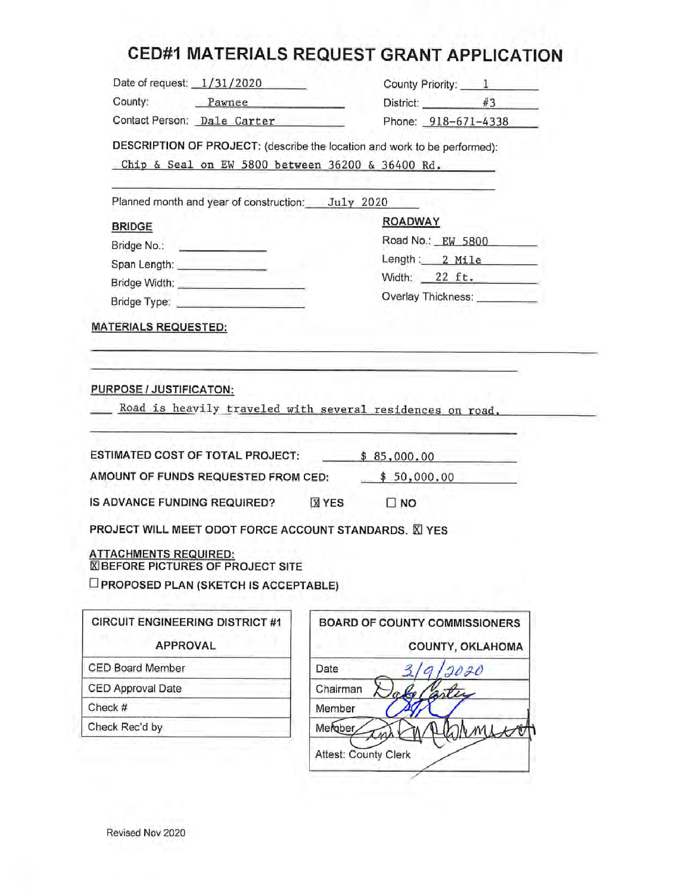# CED#1 MATERIALS REQUEST GRANT APPLICATION

Date of request: 1/31/2020 | County Priority: 1

County: Pawnee | District: #3

Contact Person: Dale Carter | Phone: 918-671-4338

**DESCRIPTION OF PROJECT:** (describe the location and work to be performed):

Chip & Seal on EW 5800 between 36200 & 36400 Rd.

Planned month and year of construction: July 2020

**BRIDGE**

Bridge No.:

Span Length:

Bridge Width:

Bridge Type:

**ROADWAY**

Road No.: EW 5800

Length: 2 Mile

Width: 22 ft.

Overlay Thickness:

**MATERIALS REQUESTED:**

**PURPOSE / JUSTIFICATON:**

Road is heavily traveled with several residences on road.

**ESTIMATED COST OF TOTAL PROJECT:** $ 85,000.00

**AMOUNT OF FUNDS REQUESTED FROM CED:** $ 50,000.00

**IS ADVANCE FUNDING REQUIRED?** ☒ YES ☐ NO

**PROJECT WILL MEET ODOT FORCE ACCOUNT STANDARDS.** ☒ YES

**ATTACHMENTS REQUIRED:**

☒ BEFORE PICTURES OF PROJECT SITE

☐ PROPOSED PLAN (SKETCH IS ACCEPTABLE)

| CIRCUIT ENGINEERING DISTRICT #1 APPROVAL | |
|---|---|
| CED Board Member | |
| CED Approval Date | |
| Check # | |
| Check Rec'd by | |

| BOARD OF COUNTY COMMISSIONERS COUNTY, OKLAHOMA | |
|---|---|
| Date | 3/9/2020 |
| Chairman | Dale Carter |
| Member | [signature] |
| Member | [signature] |
| Attest: County Clerk | [signature] |

Revised Nov 2020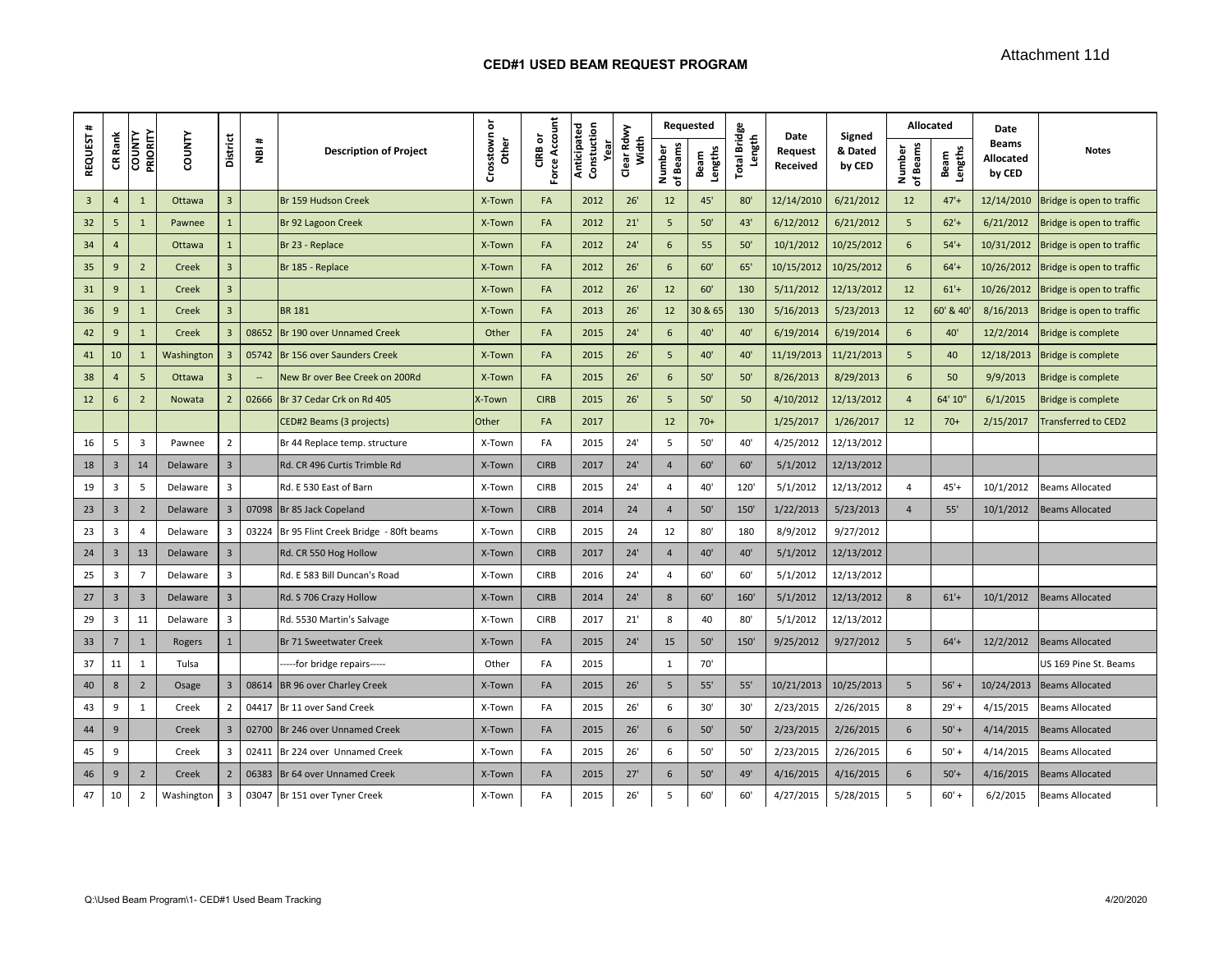Attachment 11d

## CED#1 USED BEAM REQUEST PROGRAM

| REQUEST # | CR Rank | COUNTY PRIORITY | COUNTY | District | NBI # | Description of Project | Crosstown or Other | CIRB or Force Account | Anticipated Constuction Year | Clear Rdwy Width | Requested | | Total Bridge Length | Date Request Received | Signed & Dated by CED | Allocated | | Date Beams Allocated by CED | Notes |
|---|---|---|---|---|---|---|---|---|---|---|---|---|---|---|---|---|---|---|---|
| | | | | | | | | | | | Number of Beams | Beam Lengths | | | | Number of Beams | Beam Lengths | | |
| 3 | 4 | 1 | Ottawa | 3 | | Br 159 Hudson Creek | X-Town | FA | 2012 | 26' | 12 | 45' | 80' | 12/14/2010 | 6/21/2012 | 12 | 47'+ | 12/14/2010 | Bridge is open to traffic |
| 32 | 5 | 1 | Pawnee | 1 | | Br 92 Lagoon Creek | X-Town | FA | 2012 | 21' | 5 | 50' | 43' | 6/12/2012 | 6/21/2012 | 5 | 62'+ | 6/21/2012 | Bridge is open to traffic |
| 34 | 4 | | Ottawa | 1 | | Br 23 - Replace | X-Town | FA | 2012 | 24' | 6 | 55 | 50' | 10/1/2012 | 10/25/2012 | 6 | 54'+ | 10/31/2012 | Bridge is open to traffic |
| 35 | 9 | 2 | Creek | 3 | | Br 185 - Replace | X-Town | FA | 2012 | 26' | 6 | 60' | 65' | 10/15/2012 | 10/25/2012 | 6 | 64'+ | 10/26/2012 | Bridge is open to traffic |
| 31 | 9 | 1 | Creek | 3 | | | X-Town | FA | 2012 | 26' | 12 | 60' | 130 | 5/11/2012 | 12/13/2012 | 12 | 61'+ | 10/26/2012 | Bridge is open to traffic |
| 36 | 9 | 1 | Creek | 3 | | BR 181 | X-Town | FA | 2013 | 26' | 12 | 30 & 65 | 130 | 5/16/2013 | 5/23/2013 | 12 | 60' & 40' | 8/16/2013 | Bridge is open to traffic |
| 42 | 9 | 1 | Creek | 3 | 08652 | Br 190 over Unnamed Creek | Other | FA | 2015 | 24' | 6 | 40' | 40' | 6/19/2014 | 6/19/2014 | 6 | 40' | 12/2/2014 | Bridge is complete |
| 41 | 10 | 1 | Washington | 3 | 05742 | Br 156 over Saunders Creek | X-Town | FA | 2015 | 26' | 5 | 40' | 40' | 11/19/2013 | 11/21/2013 | 5 | 40 | 12/18/2013 | Bridge is complete |
| 38 | 4 | 5 | Ottawa | 3 | -- | New Br over Bee Creek on 200Rd | X-Town | FA | 2015 | 26' | 6 | 50' | 50' | 8/26/2013 | 8/29/2013 | 6 | 50 | 9/9/2013 | Bridge is complete |
| 12 | 6 | 2 | Nowata | 2 | 02666 | Br 37 Cedar Crk on Rd 405 | X-Town | CIRB | 2015 | 26' | 5 | 50' | 50 | 4/10/2012 | 12/13/2012 | 4 | 64' 10" | 6/1/2015 | Bridge is complete |
| | | | | | | CED#2 Beams (3 projects) | Other | FA | 2017 | | 12 | 70+ | | 1/25/2017 | 1/26/2017 | 12 | 70+ | 2/15/2017 | Transferred to CED2 |
| 16 | 5 | 3 | Pawnee | 2 | | Br 44 Replace temp. structure | X-Town | FA | 2015 | 24' | 5 | 50' | 40' | 4/25/2012 | 12/13/2012 | | | | |
| 18 | 3 | 14 | Delaware | 3 | | Rd. CR 496 Curtis Trimble Rd | X-Town | CIRB | 2017 | 24' | 4 | 60' | 60' | 5/1/2012 | 12/13/2012 | | | | |
| 19 | 3 | 5 | Delaware | 3 | | Rd. E 530 East of Barn | X-Town | CIRB | 2015 | 24' | 4 | 40' | 120' | 5/1/2012 | 12/13/2012 | 4 | 45'+ | 10/1/2012 | Beams Allocated |
| 23 | 3 | 2 | Delaware | 3 | 07098 | Br 85 Jack Copeland | X-Town | CIRB | 2014 | 24 | 4 | 50' | 150' | 1/22/2013 | 5/23/2013 | 4 | 55' | 10/1/2012 | Beams Allocated |
| 23 | 3 | 4 | Delaware | 3 | 03224 | Br 95 Flint Creek Bridge - 80ft beams | X-Town | CIRB | 2015 | 24 | 12 | 80' | 180 | 8/9/2012 | 9/27/2012 | | | | |
| 24 | 3 | 13 | Delaware | 3 | | Rd. CR 550 Hog Hollow | X-Town | CIRB | 2017 | 24' | 4 | 40' | 40' | 5/1/2012 | 12/13/2012 | | | | |
| 25 | 3 | 7 | Delaware | 3 | | Rd. E 583 Bill Duncan's Road | X-Town | CIRB | 2016 | 24' | 4 | 60' | 60' | 5/1/2012 | 12/13/2012 | | | | |
| 27 | 3 | 3 | Delaware | 3 | | Rd. S 706 Crazy Hollow | X-Town | CIRB | 2014 | 24' | 8 | 60' | 160' | 5/1/2012 | 12/13/2012 | 8 | 61'+ | 10/1/2012 | Beams Allocated |
| 29 | 3 | 11 | Delaware | 3 | | Rd. 5530 Martin's Salvage | X-Town | CIRB | 2017 | 21' | 8 | 40 | 80' | 5/1/2012 | 12/13/2012 | | | | |
| 33 | 7 | 1 | Rogers | 1 | | Br 71 Sweetwater Creek | X-Town | FA | 2015 | 24' | 15 | 50' | 150' | 9/25/2012 | 9/27/2012 | 5 | 64'+ | 12/2/2012 | Beams Allocated |
| 37 | 11 | 1 | Tulsa | | | -----for bridge repairs----- | Other | FA | 2015 | | 1 | 70' | | | | | | | US 169 Pine St. Beams |
| 40 | 8 | 2 | Osage | 3 | 08614 | BR 96 over Charley Creek | X-Town | FA | 2015 | 26' | 5 | 55' | 55' | 10/21/2013 | 10/25/2013 | 5 | 56' + | 10/24/2013 | Beams Allocated |
| 43 | 9 | 1 | Creek | 2 | 04417 | Br 11 over Sand Creek | X-Town | FA | 2015 | 26' | 6 | 30' | 30' | 2/23/2015 | 2/26/2015 | 8 | 29' + | 4/15/2015 | Beams Allocated |
| 44 | 9 | | Creek | 3 | 02700 | Br 246 over Unnamed Creek | X-Town | FA | 2015 | 26' | 6 | 50' | 50' | 2/23/2015 | 2/26/2015 | 6 | 50' + | 4/14/2015 | Beams Allocated |
| 45 | 9 | | Creek | 3 | 02411 | Br 224 over Unnamed Creek | X-Town | FA | 2015 | 26' | 6 | 50' | 50' | 2/23/2015 | 2/26/2015 | 6 | 50' + | 4/14/2015 | Beams Allocated |
| 46 | 9 | 2 | Creek | 2 | 06383 | Br 64 over Unnamed Creek | X-Town | FA | 2015 | 27' | 6 | 50' | 49' | 4/16/2015 | 4/16/2015 | 6 | 50'+ | 4/16/2015 | Beams Allocated |
| 47 | 10 | 2 | Washington | 3 | 03047 | Br 151 over Tyner Creek | X-Town | FA | 2015 | 26' | 5 | 60' | 60' | 4/27/2015 | 5/28/2015 | 5 | 60' + | 6/2/2015 | Beams Allocated |

Q:\Used Beam Program\1- CED#1 Used Beam Tracking

4/20/2020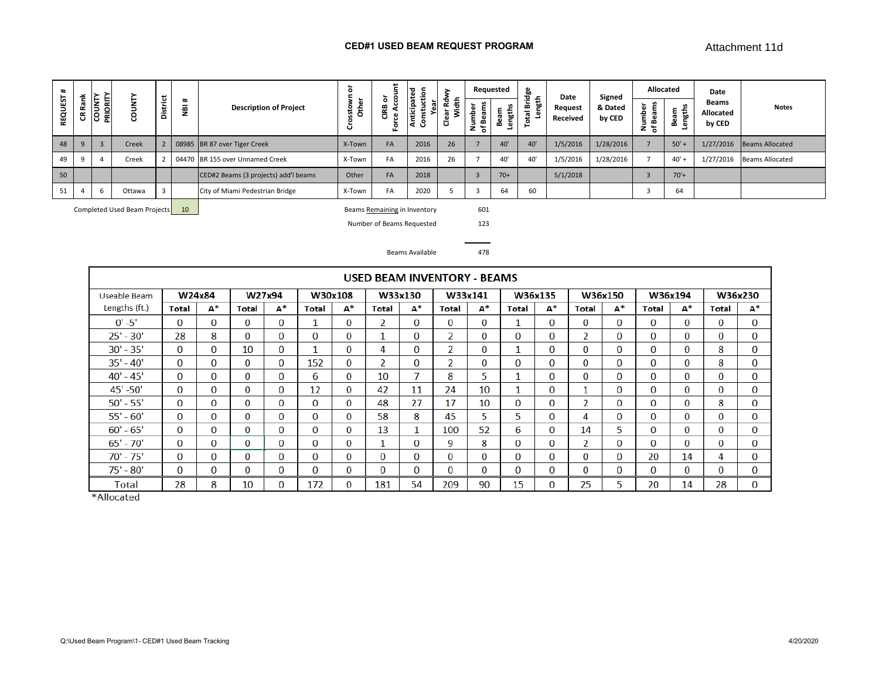# CED#1 USED BEAM REQUEST PROGRAM

Attachment 11d

| REQUEST # | CR Rank | COUNTY PRIORITY | COUNTY | District | NBI # | Description of Project | Crosstown or Other | CIRB or Force Account | Anticipated Constuction Year | Clear Rdwy Width | Requested | | Total Bridge Length | Date Request Received | Signed & Dated by CED | Allocated | | Date Beams Allocated by CED | Notes |
|---|---|---|---|---|---|---|---|---|---|---|---|---|---|---|---|---|---|---|---|
| | | | | | | | | | | | Number of Beams | Beam Lengths | | | | Number of Beams | Beam Lengths | | |
| 48 | 9 | 3 | Creek | 2 | 08985 | BR 87 over Tiger Creek | X-Town | FA | 2016 | 26 | 7 | 40' | 40' | 1/5/2016 | 1/28/2016 | 7 | 50' + | 1/27/2016 | Beams Allocated |
| 49 | 9 | 4 | Creek | 2 | 04470 | BR 155 over Unnamed Creek | X-Town | FA | 2016 | 26 | 7 | 40' | 40' | 1/5/2016 | 1/28/2016 | 7 | 40' + | 1/27/2016 | Beams Allocated |
| 50 | | | | | | CED#2 Beams (3 projects) add'l beams | Other | FA | 2018 | | 3 | 70+ | | 5/1/2018 | | 3 | 70'+ | | |
| 51 | 4 | 6 | Ottawa | 3 | | City of Miami Pedestrian Bridge | X-Town | FA | 2020 | 5 | 3 | 64 | 60 | | | 3 | 64 | | |

Completed Used Beam Projects: 10

| | |
|---|---|
| Beams Remaining in Inventory | 601 |
| Number of Beams Requested | 123 |
| Beams Available | 478 |

## USED BEAM INVENTORY - BEAMS

| Useable Beam Lengths (ft.) | W24x84 | | W27x94 | | W30x108 | | W33x130 | | W33x141 | | W36x135 | | W36x150 | | W36x194 | | W36x230 | |
|---|---|---|---|---|---|---|---|---|---|---|---|---|---|---|---|---|---|---|
| | Total | A* | Total | A* | Total | A* | Total | A* | Total | A* | Total | A* | Total | A* | Total | A* | Total | A* |
| 0' -5' | 0 | 0 | 0 | 0 | 1 | 0 | 2 | 0 | 0 | 0 | 1 | 0 | 0 | 0 | 0 | 0 | 0 | 0 |
| 25' - 30' | 28 | 8 | 0 | 0 | 0 | 0 | 1 | 0 | 2 | 0 | 0 | 0 | 2 | 0 | 0 | 0 | 0 | 0 |
| 30' - 35' | 0 | 0 | 10 | 0 | 1 | 0 | 4 | 0 | 2 | 0 | 1 | 0 | 0 | 0 | 0 | 0 | 8 | 0 |
| 35' - 40' | 0 | 0 | 0 | 0 | 152 | 0 | 2 | 0 | 2 | 0 | 0 | 0 | 0 | 0 | 0 | 0 | 8 | 0 |
| 40' - 45' | 0 | 0 | 0 | 0 | 6 | 0 | 10 | 7 | 8 | 5 | 1 | 0 | 0 | 0 | 0 | 0 | 0 | 0 |
| 45' -50' | 0 | 0 | 0 | 0 | 12 | 0 | 42 | 11 | 24 | 10 | 1 | 0 | 1 | 0 | 0 | 0 | 0 | 0 |
| 50' - 55' | 0 | 0 | 0 | 0 | 0 | 0 | 48 | 27 | 17 | 10 | 0 | 0 | 2 | 0 | 0 | 0 | 8 | 0 |
| 55' - 60' | 0 | 0 | 0 | 0 | 0 | 0 | 58 | 8 | 45 | 5 | 5 | 0 | 4 | 0 | 0 | 0 | 0 | 0 |
| 60' - 65' | 0 | 0 | 0 | 0 | 0 | 0 | 13 | 1 | 100 | 52 | 6 | 0 | 14 | 5 | 0 | 0 | 0 | 0 |
| 65' - 70' | 0 | 0 | 0 | 0 | 0 | 0 | 1 | 0 | 9 | 8 | 0 | 0 | 2 | 0 | 0 | 0 | 0 | 0 |
| 70' - 75' | 0 | 0 | 0 | 0 | 0 | 0 | 0 | 0 | 0 | 0 | 0 | 0 | 0 | 0 | 20 | 14 | 4 | 0 |
| 75' - 80' | 0 | 0 | 0 | 0 | 0 | 0 | 0 | 0 | 0 | 0 | 0 | 0 | 0 | 0 | 0 | 0 | 0 | 0 |
| Total | 28 | 8 | 10 | 0 | 172 | 0 | 181 | 54 | 209 | 90 | 15 | 0 | 25 | 5 | 20 | 14 | 28 | 0 |

*Allocated

Q:\Used Beam Program\1- CED#1 Used Beam Tracking

4/20/2020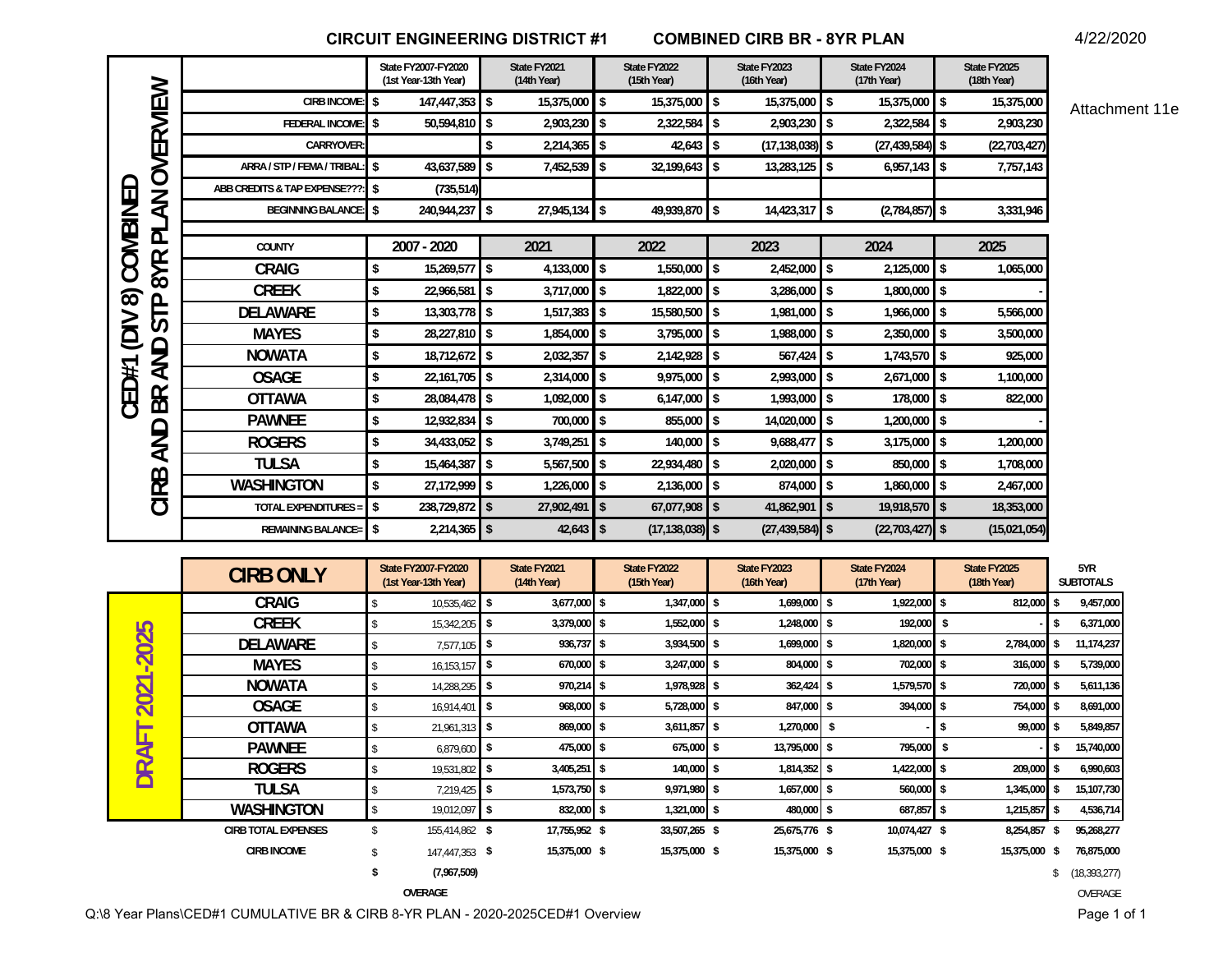# CIRCUIT ENGINEERING DISTRICT #1 — COMBINED CIRB BR - 8YR PLAN

4/22/2020

Attachment 11e

## CED#1 (DIV 8) COMBINED CIRB AND BR AND STP 8YR PLAN OVERVIEW

| | State FY2007-FY2020 (1st Year-13th Year) | State FY2021 (14th Year) | State FY2022 (15th Year) | State FY2023 (16th Year) | State FY2024 (17th Year) | State FY2025 (18th Year) |
|---|---|---|---|---|---|---|
| CIRB INCOME: | $ 147,447,353 | $ 15,375,000 | $ 15,375,000 | $ 15,375,000 | $ 15,375,000 | $ 15,375,000 |
| FEDERAL INCOME: | $ 50,594,810 | $ 2,903,230 | $ 2,322,584 | $ 2,903,230 | $ 2,322,584 | $ 2,903,230 |
| CARRYOVER: | | $ 2,214,365 | $ 42,643 | $ (17,138,038) | $ (27,439,584) | $ (22,703,427) |
| ARRA / STP / FEMA / TRIBAL: | $ 43,637,589 | $ 7,452,539 | $ 32,199,643 | $ 13,283,125 | $ 6,957,143 | $ 7,757,143 |
| ABB CREDITS & TAP EXPENSE???: | $ (735,514) | | | | | |
| BEGINNING BALANCE: | $ 240,944,237 | $ 27,945,134 | $ 49,939,870 | $ 14,423,317 | $ (2,784,857) | $ 3,331,946 |

| COUNTY | 2007 - 2020 | 2021 | 2022 | 2023 | 2024 | 2025 |
|---|---|---|---|---|---|---|
| CRAIG | $ 15,269,577 | $ 4,133,000 | $ 1,550,000 | $ 2,452,000 | $ 2,125,000 | $ 1,065,000 |
| CREEK | $ 22,966,581 | $ 3,717,000 | $ 1,822,000 | $ 3,286,000 | $ 1,800,000 | $ - |
| DELAWARE | $ 13,303,778 | $ 1,517,383 | $ 15,580,500 | $ 1,981,000 | $ 1,966,000 | $ 5,566,000 |
| MAYES | $ 28,227,810 | $ 1,854,000 | $ 3,795,000 | $ 1,988,000 | $ 2,350,000 | $ 3,500,000 |
| NOWATA | $ 18,712,672 | $ 2,032,357 | $ 2,142,928 | $ 567,424 | $ 1,743,570 | $ 925,000 |
| OSAGE | $ 22,161,705 | $ 2,314,000 | $ 9,975,000 | $ 2,993,000 | $ 2,671,000 | $ 1,100,000 |
| OTTAWA | $ 28,084,478 | $ 1,092,000 | $ 6,147,000 | $ 1,993,000 | $ 178,000 | $ 822,000 |
| PAWNEE | $ 12,932,834 | $ 700,000 | $ 855,000 | $ 14,020,000 | $ 1,200,000 | $ - |
| ROGERS | $ 34,433,052 | $ 3,749,251 | $ 140,000 | $ 9,688,477 | $ 3,175,000 | $ 1,200,000 |
| TULSA | $ 15,464,387 | $ 5,567,500 | $ 22,934,480 | $ 2,020,000 | $ 850,000 | $ 1,708,000 |
| WASHINGTON | $ 27,172,999 | $ 1,226,000 | $ 2,136,000 | $ 874,000 | $ 1,860,000 | $ 2,467,000 |
| TOTAL EXPENDITURES = | $ 238,729,872 | $ 27,902,491 | $ 67,077,908 | $ 41,862,901 | $ 19,918,570 | $ 18,353,000 |
| REMAINING BALANCE= | $ 2,214,365 | $ 42,643 | $ (17,138,038) | $ (27,439,584) | $ (22,703,427) | $ (15,021,054) |

## DRAFT 2021-2025

| CIRB ONLY | State FY2007-FY2020 (1st Year-13th Year) | State FY2021 (14th Year) | State FY2022 (15th Year) | State FY2023 (16th Year) | State FY2024 (17th Year) | State FY2025 (18th Year) | 5YR SUBTOTALS |
|---|---|---|---|---|---|---|---|
| CRAIG | $ 10,535,462 | $ 3,677,000 | $ 1,347,000 | $ 1,699,000 | $ 1,922,000 | $ 812,000 | $ 9,457,000 |
| CREEK | $ 15,342,205 | $ 3,379,000 | $ 1,552,000 | $ 1,248,000 | $ 192,000 | $ - | $ 6,371,000 |
| DELAWARE | $ 7,577,105 | $ 936,737 | $ 3,934,500 | $ 1,699,000 | $ 1,820,000 | $ 2,784,000 | $ 11,174,237 |
| MAYES | $ 16,153,157 | $ 670,000 | $ 3,247,000 | $ 804,000 | $ 702,000 | $ 316,000 | $ 5,739,000 |
| NOWATA | $ 14,288,295 | $ 970,214 | $ 1,978,928 | $ 362,424 | $ 1,579,570 | $ 720,000 | $ 5,611,136 |
| OSAGE | $ 16,914,401 | $ 968,000 | $ 5,728,000 | $ 847,000 | $ 394,000 | $ 754,000 | $ 8,691,000 |
| OTTAWA | $ 21,961,313 | $ 869,000 | $ 3,611,857 | $ 1,270,000 | $ - | $ 99,000 | $ 5,849,857 |
| PAWNEE | $ 6,879,600 | $ 475,000 | $ 675,000 | $ 13,795,000 | $ 795,000 | $ - | $ 15,740,000 |
| ROGERS | $ 19,531,802 | $ 3,405,251 | $ 140,000 | $ 1,814,352 | $ 1,422,000 | $ 209,000 | $ 6,990,603 |
| TULSA | $ 7,219,425 | $ 1,573,750 | $ 9,971,980 | $ 1,657,000 | $ 560,000 | $ 1,345,000 | $ 15,107,730 |
| WASHINGTON | $ 19,012,097 | $ 832,000 | $ 1,321,000 | $ 480,000 | $ 687,857 | $ 1,215,857 | $ 4,536,714 |
| CIRB TOTAL EXPENSES | $ 155,414,862 | $ 17,755,952 | $ 33,507,265 | $ 25,675,776 | $ 10,074,427 | $ 8,254,857 | $ 95,268,277 |
| CIRB INCOME | $ 147,447,353 | $ 15,375,000 | $ 15,375,000 | $ 15,375,000 | $ 15,375,000 | $ 15,375,000 | $ 76,875,000 |
| | $ (7,967,509) | | | | | | $ (18,393,277) |
| | OVERAGE | | | | | | OVERAGE |

Q:\8 Year Plans\CED#1 CUMULATIVE BR & CIRB 8-YR PLAN - 2020-2025CED#1 Overview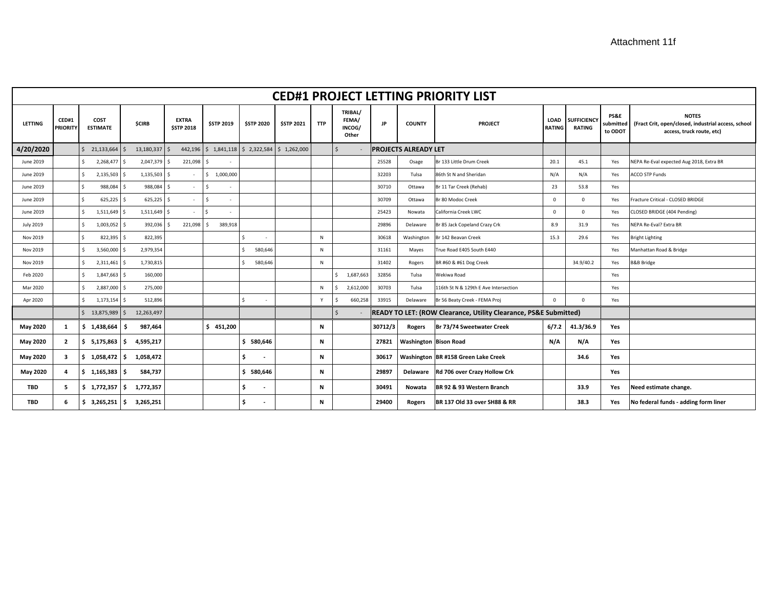Attachment 11f

# CED#1 PROJECT LETTING PRIORITY LIST

| LETTING | CED#1 PRIORITY | COST ESTIMATE | $CIRB | EXTRA $STP 2018 | $STP 2019 | $STP 2020 | $STP 2021 | TTP | TRIBAL/ FEMA/ INCOG/ Other | JP | COUNTY | PROJECT | LOAD RATING | SUFFICIENCY RATING | PS&E submitted to ODOT | NOTES (Fract Crit, open/closed, industrial access, school access, truck route, etc) |
|---|---|---|---|---|---|---|---|---|---|---|---|---|---|---|---|---|
| 4/20/2020 | | $ 21,133,664 | $ 13,180,337 | $ 442,196 | $ 1,841,118 | $ 2,322,584 | $ 1,262,000 | | $ - | PROJECTS ALREADY LET | | | | | | |
| June 2019 | | $ 2,268,477 | $ 2,047,379 | $ 221,098 | $ - | | | | | 25528 | Osage | Br 133 Little Drum Creek | 20.1 | 45.1 | Yes | NEPA Re-Eval expected Aug 2018, Extra BR |
| June 2019 | | $ 2,135,503 | $ 1,135,503 | $ - | $ 1,000,000 | | | | | 32203 | Tulsa | 86th St N and Sheridan | N/A | N/A | Yes | ACCO STP Funds |
| June 2019 | | $ 988,084 | $ 988,084 | $ - | $ - | | | | | 30710 | Ottawa | Br 11 Tar Creek (Rehab) | 23 | 53.8 | Yes | |
| June 2019 | | $ 625,225 | $ 625,225 | $ - | $ - | | | | | 30709 | Ottawa | Br 80 Modoc Creek | 0 | 0 | Yes | Fracture Critical - CLOSED BRIDGE |
| June 2019 | | $ 1,511,649 | $ 1,511,649 | $ - | $ - | | | | | 25423 | Nowata | California Creek LWC | 0 | 0 | Yes | CLOSED BRIDGE (404 Pending) |
| July 2019 | | $ 1,003,052 | $ 392,036 | $ 221,098 | $ 389,918 | | | | | 29896 | Delaware | Br 85 Jack Copeland Crazy Crk | 8.9 | 31.9 | Yes | NEPA Re-Eval? Extra BR |
| Nov 2019 | | $ 822,395 | $ 822,395 | | | $ - | | N | | 30618 | Washington | Br 142 Beavan Creek | 15.3 | 29.6 | Yes | Bright Lighting |
| Nov 2019 | | $ 3,560,000 | $ 2,979,354 | | | $ 580,646 | | N | | 31161 | Mayes | True Road E405 South E440 | | | Yes | Manhattan Road & Bridge |
| Nov 2019 | | $ 2,311,461 | $ 1,730,815 | | | $ 580,646 | | N | | 31402 | Rogers | BR #60 & #61 Dog Creek | | 34.9/40.2 | Yes | B&B Bridge |
| Feb 2020 | | $ 1,847,663 | $ 160,000 | | | | | | $ 1,687,663 | 32856 | Tulsa | Wekiwa Road | | | Yes | |
| Mar 2020 | | $ 2,887,000 | $ 275,000 | | | | | N | $ 2,612,000 | 30703 | Tulsa | 116th St N & 129th E Ave Intersection | | | Yes | |
| Apr 2020 | | $ 1,173,154 | $ 512,896 | | | $ - | | Y | $ 660,258 | 33915 | Delaware | Br 56 Beaty Creek - FEMA Proj | 0 | 0 | Yes | |
| | | $ 13,875,989 | $ 12,263,497 | | | | | | $ - | READY TO LET: (ROW Clearance, Utility Clearance, PS&E Submitted) | | | | | | |
| **May 2020** | **1** | **$ 1,438,664** | **$ 987,464** | | **$ 451,200** | | | **N** | | **30712/3** | **Rogers** | **Br 73/74 Sweetwater Creek** | **6/7.2** | **41.3/36.9** | **Yes** | |
| **May 2020** | **2** | **$ 5,175,863** | **$ 4,595,217** | | | **$ 580,646** | | **N** | | **27821** | **Washington** | **Bison Road** | **N/A** | **N/A** | **Yes** | |
| **May 2020** | **3** | **$ 1,058,472** | **$ 1,058,472** | | | **$ -** | | **N** | | **30617** | **Washington** | **BR #158 Green Lake Creek** | | **34.6** | **Yes** | |
| **May 2020** | **4** | **$ 1,165,383** | **$ 584,737** | | | **$ 580,646** | | **N** | | **29897** | **Delaware** | **Rd 706 over Crazy Hollow Crk** | | | **Yes** | |
| **TBD** | **5** | **$ 1,772,357** | **$ 1,772,357** | | | **$ -** | | **N** | | **30491** | **Nowata** | **BR 92 & 93 Western Branch** | | **33.9** | **Yes** | **Need estimate change.** |
| **TBD** | **6** | **$ 3,265,251** | **$ 3,265,251** | | | **$ -** | | **N** | | **29400** | **Rogers** | **BR 137 Old 33 over SH88 & RR** | | **38.3** | **Yes** | **No federal funds - adding form liner** |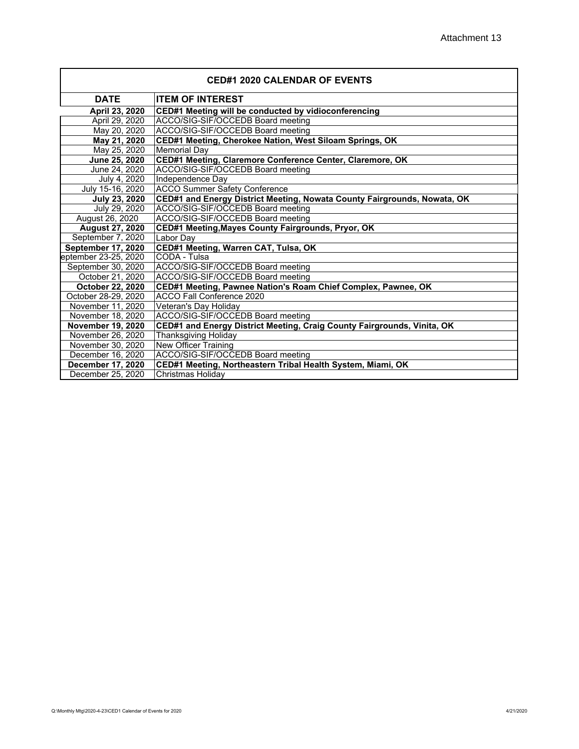Attachment 13

| CED#1 2020 CALENDAR OF EVENTS | |
|---|---|
| **DATE** | **ITEM OF INTEREST** |
| **April 23, 2020** | **CED#1 Meeting will be conducted by vidioconferencing** |
| April 29, 2020 | ACCO/SIG-SIF/OCCEDB Board meeting |
| May 20, 2020 | ACCO/SIG-SIF/OCCEDB Board meeting |
| **May 21, 2020** | **CED#1 Meeting, Cherokee Nation, West Siloam Springs, OK** |
| May 25, 2020 | Memorial Day |
| **June 25, 2020** | **CED#1 Meeting, Claremore Conference Center, Claremore, OK** |
| June 24, 2020 | ACCO/SIG-SIF/OCCEDB Board meeting |
| July 4, 2020 | Independence Day |
| July 15-16, 2020 | ACCO Summer Safety Conference |
| **July 23, 2020** | **CED#1 and Energy District Meeting, Nowata County Fairgrounds, Nowata, OK** |
| July 29, 2020 | ACCO/SIG-SIF/OCCEDB Board meeting |
| August 26, 2020 | ACCO/SIG-SIF/OCCEDB Board meeting |
| **August 27, 2020** | **CED#1 Meeting,Mayes County Fairgrounds, Pryor, OK** |
| September 7, 2020 | Labor Day |
| **September 17, 2020** | **CED#1 Meeting, Warren CAT, Tulsa, OK** |
| eptember 23-25, 2020 | CODA - Tulsa |
| September 30, 2020 | ACCO/SIG-SIF/OCCEDB Board meeting |
| October 21, 2020 | ACCO/SIG-SIF/OCCEDB Board meeting |
| **October 22, 2020** | **CED#1 Meeting, Pawnee Nation's Roam Chief Complex, Pawnee, OK** |
| October 28-29, 2020 | ACCO Fall Conference 2020 |
| November 11, 2020 | Veteran's Day Holiday |
| November 18, 2020 | ACCO/SIG-SIF/OCCEDB Board meeting |
| **November 19, 2020** | **CED#1 and Energy District Meeting, Craig County Fairgrounds, Vinita, OK** |
| November 26, 2020 | Thanksgiving Holiday |
| November 30, 2020 | New Officer Training |
| December 16, 2020 | ACCO/SIG-SIF/OCCEDB Board meeting |
| **December 17, 2020** | **CED#1 Meeting, Northeastern Tribal Health System, Miami, OK** |
| December 25, 2020 | Christmas Holiday |

Q:\Monthly Mtg\2020-4-23\CED1 Calendar of Events for 2020 4/21/2020